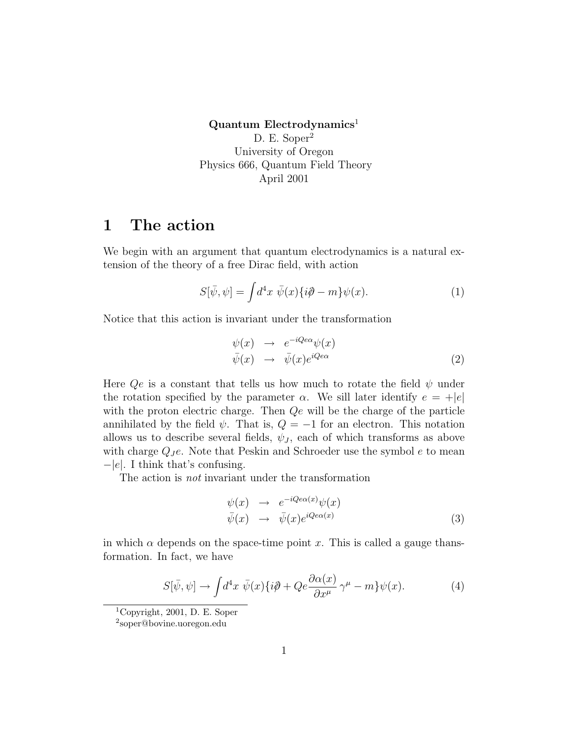**Quantum Electrodynamics**[1]

D. E. Soper[2]

University of Oregon

Physics 666, Quantum Field Theory

April 2001

# 1 The action

We begin with an argument that quantum electrodynamics is a natural extension of the theory of a free Dirac field, with action

$$S[\bar{\psi}, \psi] = \int d^4x \; \bar{\psi}(x)\{i\partial\!\!\!/ - m\}\psi(x). \tag{1}$$

Notice that this action is invariant under the transformation

$$\begin{aligned} \psi(x) &\rightarrow e^{-iQe\alpha}\psi(x) \\ \bar{\psi}(x) &\rightarrow \bar{\psi}(x)e^{iQe\alpha} \end{aligned} \tag{2}$$

Here $Qe$ is a constant that tells us how much to rotate the field $\psi$ under the rotation specified by the parameter $\alpha$. We sill later identify $e = +|e|$ with the proton electric charge. Then $Qe$ will be the charge of the particle annihilated by the field $\psi$. That is, $Q = -1$ for an electron. This notation allows us to describe several fields, $\psi_J$, each of which transforms as above with charge $Q_J e$. Note that Peskin and Schroeder use the symbol $e$ to mean $-|e|$. I think that's confusing.

The action is *not* invariant under the transformation

$$\begin{aligned} \psi(x) &\rightarrow e^{-iQe\alpha(x)}\psi(x) \\ \bar{\psi}(x) &\rightarrow \bar{\psi}(x)e^{iQe\alpha(x)} \end{aligned} \tag{3}$$

in which $\alpha$ depends on the space-time point $x$. This is called a gauge thansformation. In fact, we have

$$S[\bar{\psi}, \psi] \rightarrow \int d^4x \; \bar{\psi}(x)\{i\partial\!\!\!/ + Qe\frac{\partial\alpha(x)}{\partial x^\mu}\,\gamma^\mu - m\}\psi(x). \tag{4}$$

[1] Copyright, 2001, D. E. Soper

[2] soper@bovine.uoregon.edu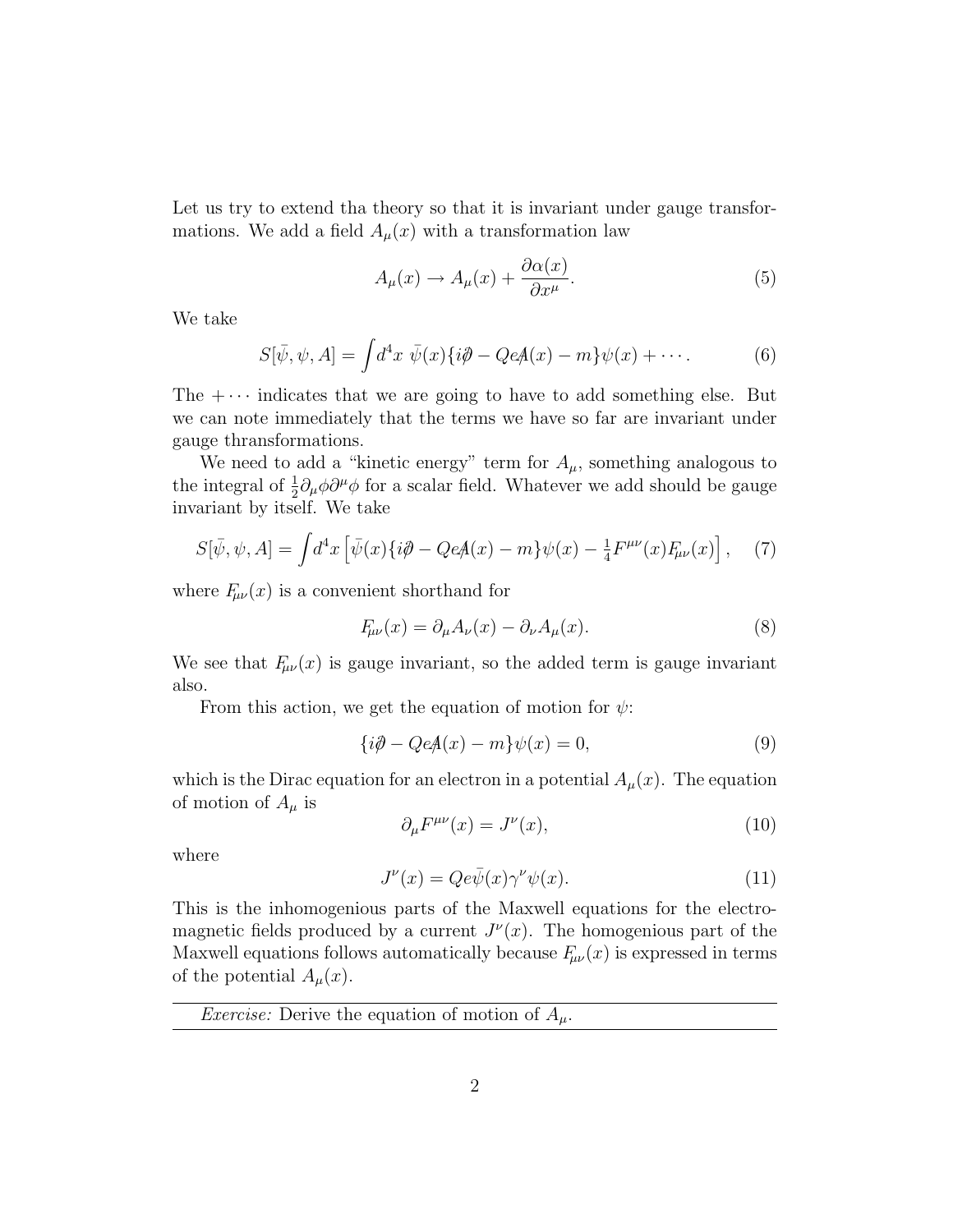Let us try to extend tha theory so that it is invariant under gauge transformations. We add a field $A_\mu(x)$ with a transformation law

$$A_\mu(x) \to A_\mu(x) + \frac{\partial \alpha(x)}{\partial x^\mu}. \tag{5}$$

We take

$$S[\bar{\psi}, \psi, A] = \int d^4x \; \bar{\psi}(x)\{i\partial\!\!\!/ - Qe A\!\!\!/(x) - m\}\psi(x) + \cdots. \tag{6}$$

The $+\cdots$ indicates that we are going to have to add something else. But we can note immediately that the terms we have so far are invariant under gauge thransformations.

We need to add a "kinetic energy" term for $A_\mu$, something analogous to the integral of $\frac{1}{2}\partial_\mu\phi\partial^\mu\phi$ for a scalar field. Whatever we add should be gauge invariant by itself. We take

$$S[\bar{\psi}, \psi, A] = \int d^4x \left[\bar{\psi}(x)\{i\partial\!\!\!/ - Qe A\!\!\!/(x) - m\}\psi(x) - \tfrac{1}{4}F^{\mu\nu}(x)F_{\mu\nu}(x)\right], \tag{7}$$

where $F_{\mu\nu}(x)$ is a convenient shorthand for

$$F_{\mu\nu}(x) = \partial_\mu A_\nu(x) - \partial_\nu A_\mu(x). \tag{8}$$

We see that $F_{\mu\nu}(x)$ is gauge invariant, so the added term is gauge invariant also.

From this action, we get the equation of motion for $\psi$:

$$\{i\partial\!\!\!/ - Qe A\!\!\!/(x) - m\}\psi(x) = 0, \tag{9}$$

which is the Dirac equation for an electron in a potential $A_\mu(x)$. The equation of motion of $A_\mu$ is

$$\partial_\mu F^{\mu\nu}(x) = J^\nu(x), \tag{10}$$

where

$$J^\nu(x) = Qe\bar{\psi}(x)\gamma^\nu\psi(x). \tag{11}$$

This is the inhomogenious parts of the Maxwell equations for the electromagnetic fields produced by a current $J^\nu(x)$. The homogenious part of the Maxwell equations follows automatically because $F_{\mu\nu}(x)$ is expressed in terms of the potential $A_\mu(x)$.

---

*Exercise:* Derive the equation of motion of $A_\mu$.

---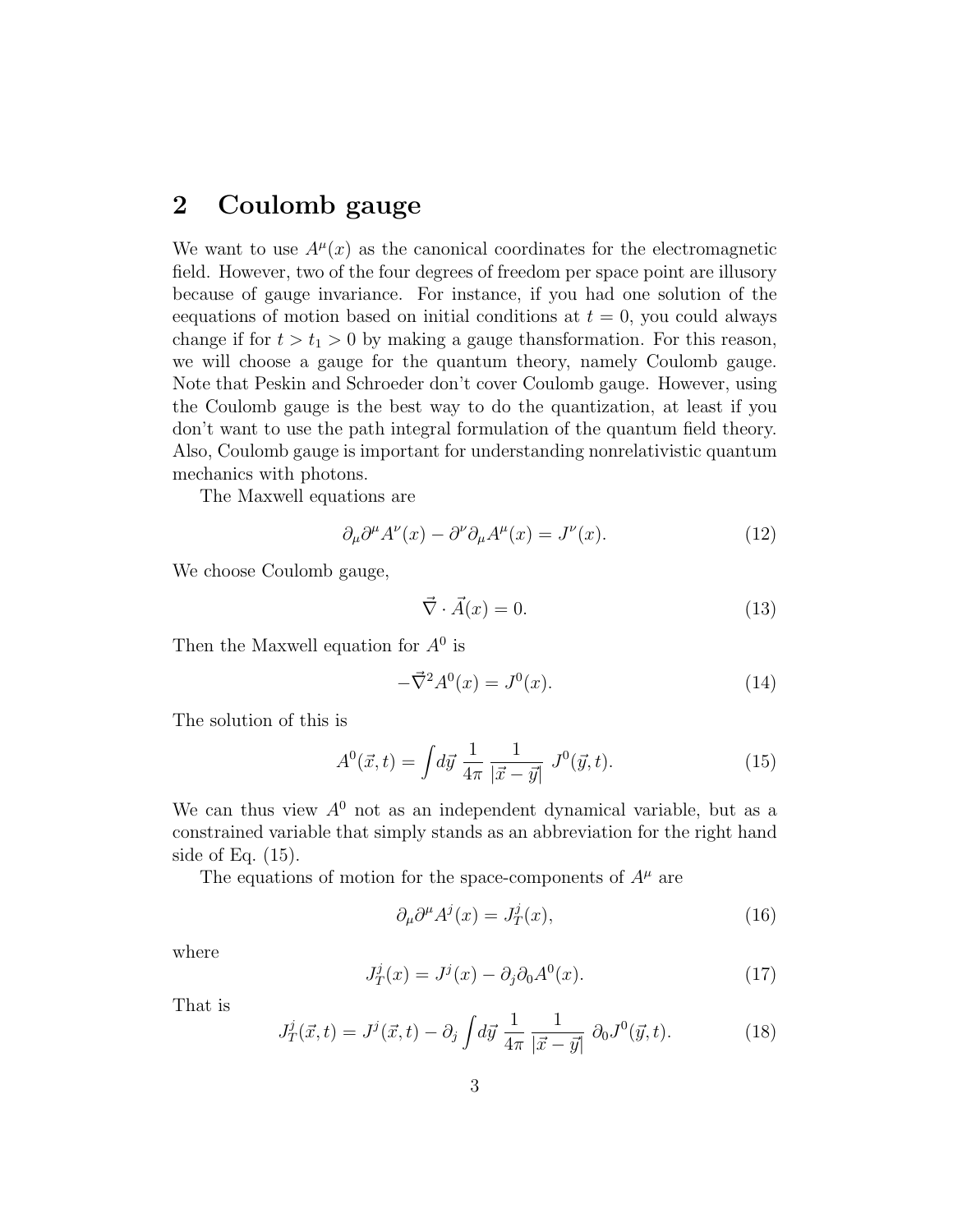## 2 Coulomb gauge

We want to use $A^\mu(x)$ as the canonical coordinates for the electromagnetic field. However, two of the four degrees of freedom per space point are illusory because of gauge invariance. For instance, if you had one solution of the eequations of motion based on initial conditions at $t = 0$, you could always change if for $t > t_1 > 0$ by making a gauge thansformation. For this reason, we will choose a gauge for the quantum theory, namely Coulomb gauge. Note that Peskin and Schroeder don't cover Coulomb gauge. However, using the Coulomb gauge is the best way to do the quantization, at least if you don't want to use the path integral formulation of the quantum field theory. Also, Coulomb gauge is important for understanding nonrelativistic quantum mechanics with photons.

The Maxwell equations are

$$\partial_\mu \partial^\mu A^\nu(x) - \partial^\nu \partial_\mu A^\mu(x) = J^\nu(x). \tag{12}$$

We choose Coulomb gauge,

$$\vec{\nabla} \cdot \vec{A}(x) = 0. \tag{13}$$

Then the Maxwell equation for $A^0$ is

$$-\vec{\nabla}^2 A^0(x) = J^0(x). \tag{14}$$

The solution of this is

$$A^0(\vec{x}, t) = \int d\vec{y}\ \frac{1}{4\pi}\ \frac{1}{|\vec{x} - \vec{y}|}\ J^0(\vec{y}, t). \tag{15}$$

We can thus view $A^0$ not as an independent dynamical variable, but as a constrained variable that simply stands as an abbreviation for the right hand side of Eq. (15).

The equations of motion for the space-components of $A^\mu$ are

$$\partial_\mu \partial^\mu A^j(x) = J_T^j(x), \tag{16}$$

where

$$J_T^j(x) = J^j(x) - \partial_j \partial_0 A^0(x). \tag{17}$$

That is

$$J_T^j(\vec{x}, t) = J^j(\vec{x}, t) - \partial_j \int d\vec{y}\ \frac{1}{4\pi}\ \frac{1}{|\vec{x} - \vec{y}|}\ \partial_0 J^0(\vec{y}, t). \tag{18}$$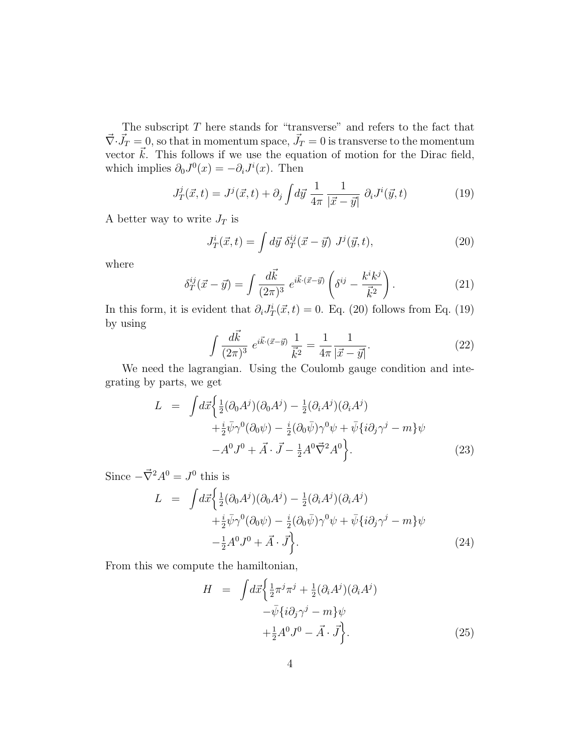The subscript $T$ here stands for "transverse" and refers to the fact that $\vec{\nabla}\cdot\vec{J}_T = 0$, so that in momentum space, $\vec{J}_T = 0$ is transverse to the momentum vector $\vec{k}$. This follows if we use the equation of motion for the Dirac field, which implies $\partial_0 J^0(x) = -\partial_i J^i(x)$. Then

$$J_T^j(\vec{x},t) = J^j(\vec{x},t) + \partial_j \int d\vec{y}\ \frac{1}{4\pi}\ \frac{1}{|\vec{x}-\vec{y}|}\ \partial_i J^i(\vec{y},t) \tag{19}$$

A better way to write $J_T$ is

$$J_T^i(\vec{x},t) = \int d\vec{y}\ \delta_T^{ij}(\vec{x}-\vec{y})\ J^j(\vec{y},t), \tag{20}$$

where

$$\delta_T^{ij}(\vec{x}-\vec{y}) = \int \frac{d\vec{k}}{(2\pi)^3}\ e^{i\vec{k}\cdot(\vec{x}-\vec{y})} \left(\delta^{ij} - \frac{k^i k^j}{\vec{k}^2}\right). \tag{21}$$

In this form, it is evident that $\partial_i J_T^i(\vec{x},t) = 0$. Eq. (20) follows from Eq. (19) by using

$$\int \frac{d\vec{k}}{(2\pi)^3}\ e^{i\vec{k}\cdot(\vec{x}-\vec{y})}\ \frac{1}{\vec{k}^2} = \frac{1}{4\pi}\frac{1}{|\vec{x}-\vec{y}|}. \tag{22}$$

We need the lagrangian. Using the Coulomb gauge condition and integrating by parts, we get

$$\begin{aligned} L \;=\; \int d\vec{x}\Big\{ & \tfrac{1}{2}(\partial_0 A^j)(\partial_0 A^j) - \tfrac{1}{2}(\partial_i A^j)(\partial_i A^j) \\ & + \tfrac{i}{2}\bar{\psi}\gamma^0(\partial_0\psi) - \tfrac{i}{2}(\partial_0\bar{\psi})\gamma^0\psi + \bar{\psi}\{i\partial_j\gamma^j - m\}\psi \\ & - A^0 J^0 + \vec{A}\cdot\vec{J} - \tfrac{1}{2}A^0\vec{\nabla}^2 A^0 \Big\}. \end{aligned} \tag{23}$$

Since $-\vec{\nabla}^2 A^0 = J^0$ this is

$$\begin{aligned} L \;=\; \int d\vec{x}\Big\{ & \tfrac{1}{2}(\partial_0 A^j)(\partial_0 A^j) - \tfrac{1}{2}(\partial_i A^j)(\partial_i A^j) \\ & + \tfrac{i}{2}\bar{\psi}\gamma^0(\partial_0\psi) - \tfrac{i}{2}(\partial_0\bar{\psi})\gamma^0\psi + \bar{\psi}\{i\partial_j\gamma^j - m\}\psi \\ & - \tfrac{1}{2}A^0 J^0 + \vec{A}\cdot\vec{J} \Big\}. \end{aligned} \tag{24}$$

From this we compute the hamiltonian,

$$\begin{aligned} H \;=\; \int d\vec{x}\Big\{ & \tfrac{1}{2}\pi^j\pi^j + \tfrac{1}{2}(\partial_i A^j)(\partial_i A^j) \\ & - \bar{\psi}\{i\partial_j\gamma^j - m\}\psi \\ & + \tfrac{1}{2}A^0 J^0 - \vec{A}\cdot\vec{J} \Big\}. \end{aligned} \tag{25}$$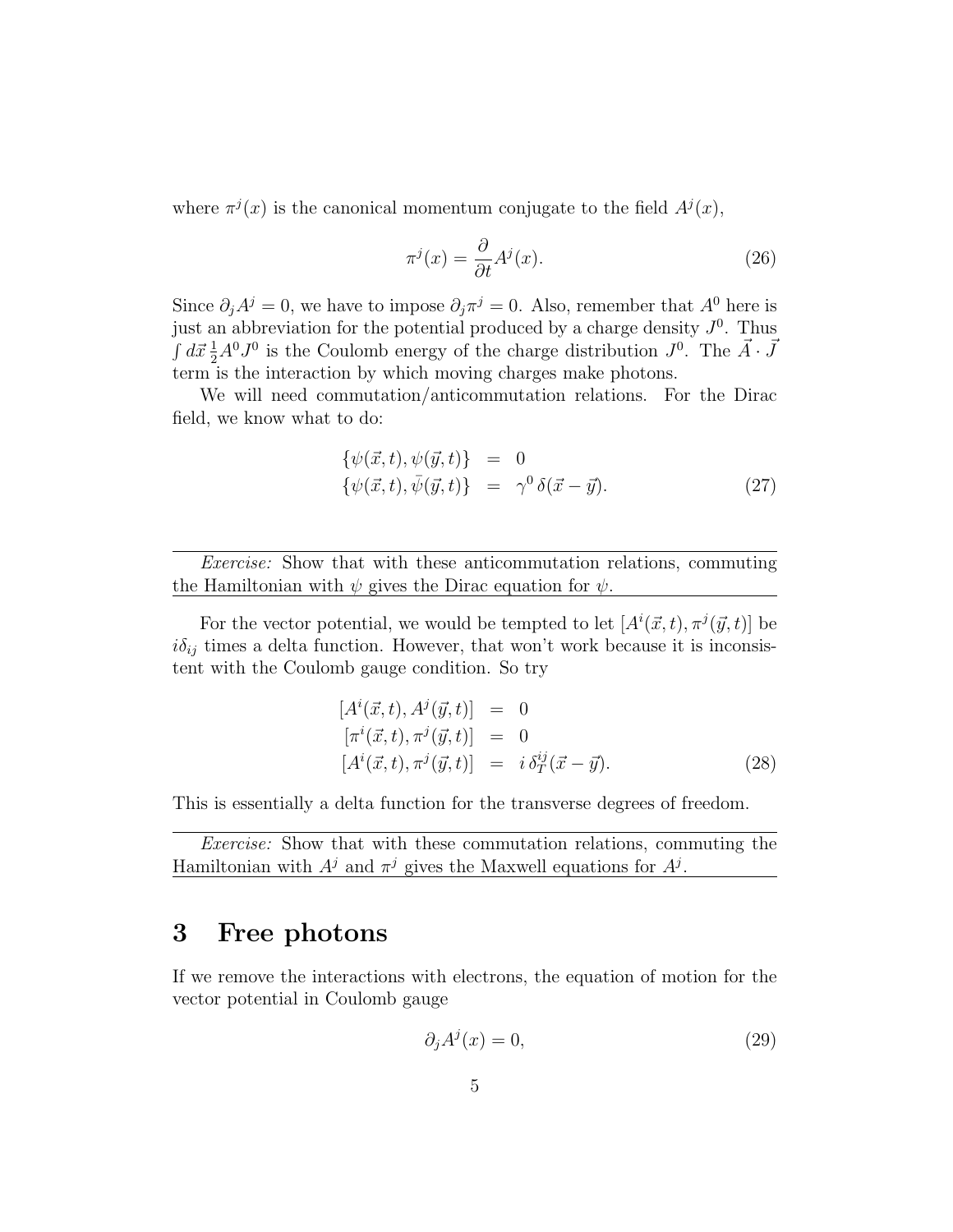where $\pi^j(x)$ is the canonical momentum conjugate to the field $A^j(x)$,

$$\pi^j(x) = \frac{\partial}{\partial t} A^j(x). \tag{26}$$

Since $\partial_j A^j = 0$, we have to impose $\partial_j \pi^j = 0$. Also, remember that $A^0$ here is just an abbreviation for the potential produced by a charge density $J^0$. Thus $\int d\vec{x}\, \frac{1}{2} A^0 J^0$ is the Coulomb energy of the charge distribution $J^0$. The $\vec{A} \cdot \vec{J}$ term is the interaction by which moving charges make photons.

We will need commutation/anticommutation relations. For the Dirac field, we know what to do:

$$\begin{aligned}
\{\psi(\vec{x},t), \psi(\vec{y},t)\} &= 0 \\
\{\psi(\vec{x},t), \bar{\psi}(\vec{y},t)\} &= \gamma^0\, \delta(\vec{x} - \vec{y}).
\end{aligned} \tag{27}$$

---

*Exercise:* Show that with these anticommutation relations, commuting the Hamiltonian with $\psi$ gives the Dirac equation for $\psi$.

---

For the vector potential, we would be tempted to let $[A^i(\vec{x},t), \pi^j(\vec{y},t)]$ be $i\delta_{ij}$ times a delta function. However, that won't work because it is inconsistent with the Coulomb gauge condition. So try

$$\begin{aligned}
[A^i(\vec{x},t), A^j(\vec{y},t)] &= 0 \\
[\pi^i(\vec{x},t), \pi^j(\vec{y},t)] &= 0 \\
[A^i(\vec{x},t), \pi^j(\vec{y},t)] &= i\, \delta_T^{ij}(\vec{x} - \vec{y}).
\end{aligned} \tag{28}$$

This is essentially a delta function for the transverse degrees of freedom.

---

*Exercise:* Show that with these commutation relations, commuting the Hamiltonian with $A^j$ and $\pi^j$ gives the Maxwell equations for $A^j$.

---

# 3 Free photons

If we remove the interactions with electrons, the equation of motion for the vector potential in Coulomb gauge

$$\partial_j A^j(x) = 0, \tag{29}$$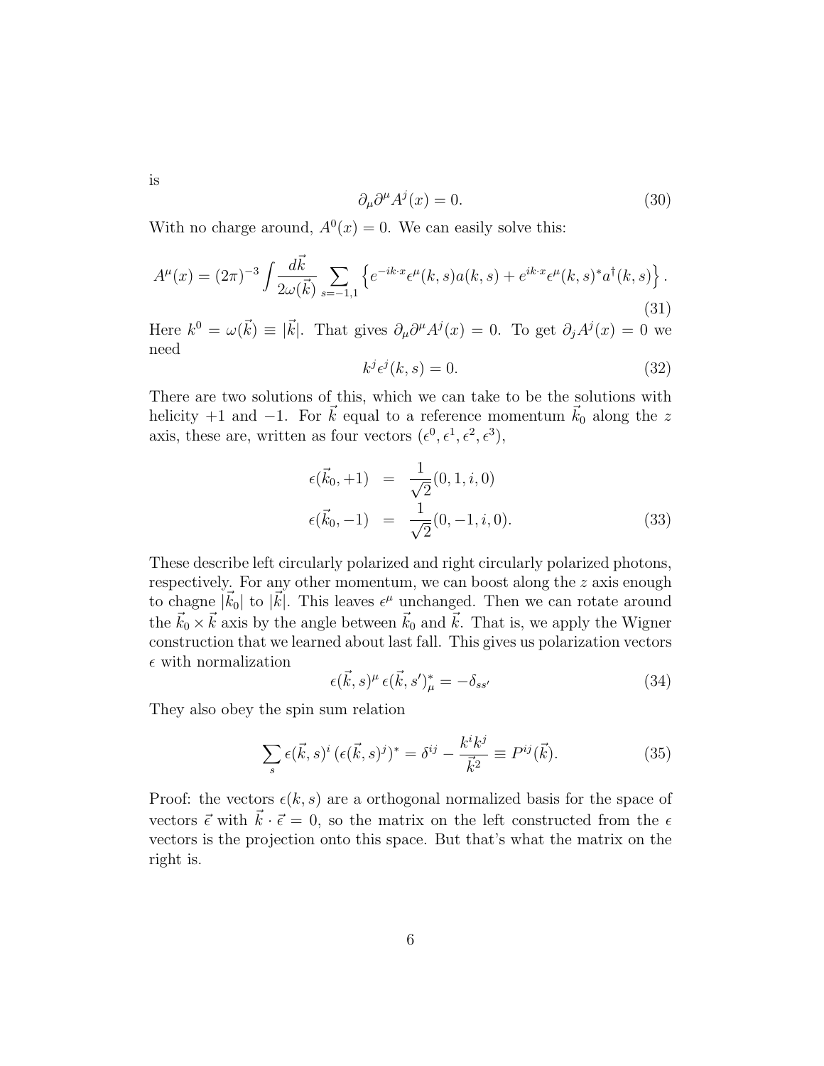is

$$\partial_\mu \partial^\mu A^j(x) = 0. \tag{30}$$

With no charge around, $A^0(x) = 0$. We can easily solve this:

$$A^\mu(x) = (2\pi)^{-3} \int \frac{d\vec{k}}{2\omega(\vec{k})} \sum_{s=-1,1} \left\{ e^{-ik\cdot x} \epsilon^\mu(k,s) a(k,s) + e^{ik\cdot x} \epsilon^\mu(k,s)^* a^\dagger(k,s) \right\}. \tag{31}$$

Here $k^0 = \omega(\vec{k}) \equiv |\vec{k}|$. That gives $\partial_\mu \partial^\mu A^j(x) = 0$. To get $\partial_j A^j(x) = 0$ we need

$$k^j \epsilon^j(k,s) = 0. \tag{32}$$

There are two solutions of this, which we can take to be the solutions with helicity $+1$ and $-1$. For $\vec{k}$ equal to a reference momentum $\vec{k}_0$ along the $z$ axis, these are, written as four vectors $(\epsilon^0, \epsilon^1, \epsilon^2, \epsilon^3)$,

$$\begin{aligned} \epsilon(\vec{k}_0, +1) &= \frac{1}{\sqrt{2}}(0, 1, i, 0) \\ \epsilon(\vec{k}_0, -1) &= \frac{1}{\sqrt{2}}(0, -1, i, 0). \end{aligned} \tag{33}$$

These describe left circularly polarized and right circularly polarized photons, respectively. For any other momentum, we can boost along the $z$ axis enough to chagne $|\vec{k}_0|$ to $|\vec{k}|$. This leaves $\epsilon^\mu$ unchanged. Then we can rotate around the $\vec{k}_0 \times \vec{k}$ axis by the angle between $\vec{k}_0$ and $\vec{k}$. That is, we apply the Wigner construction that we learned about last fall. This gives us polarization vectors $\epsilon$ with normalization

$$\epsilon(\vec{k}, s)^\mu \, \epsilon(\vec{k}, s')^*_\mu = -\delta_{ss'} \tag{34}$$

They also obey the spin sum relation

$$\sum_s \epsilon(\vec{k}, s)^i \, (\epsilon(\vec{k}, s)^j)^* = \delta^{ij} - \frac{k^i k^j}{\vec{k}^2} \equiv P^{ij}(\vec{k}). \tag{35}$$

Proof: the vectors $\epsilon(k,s)$ are a orthogonal normalized basis for the space of vectors $\vec{\epsilon}$ with $\vec{k} \cdot \vec{\epsilon} = 0$, so the matrix on the left constructed from the $\epsilon$ vectors is the projection onto this space. But that's what the matrix on the right is.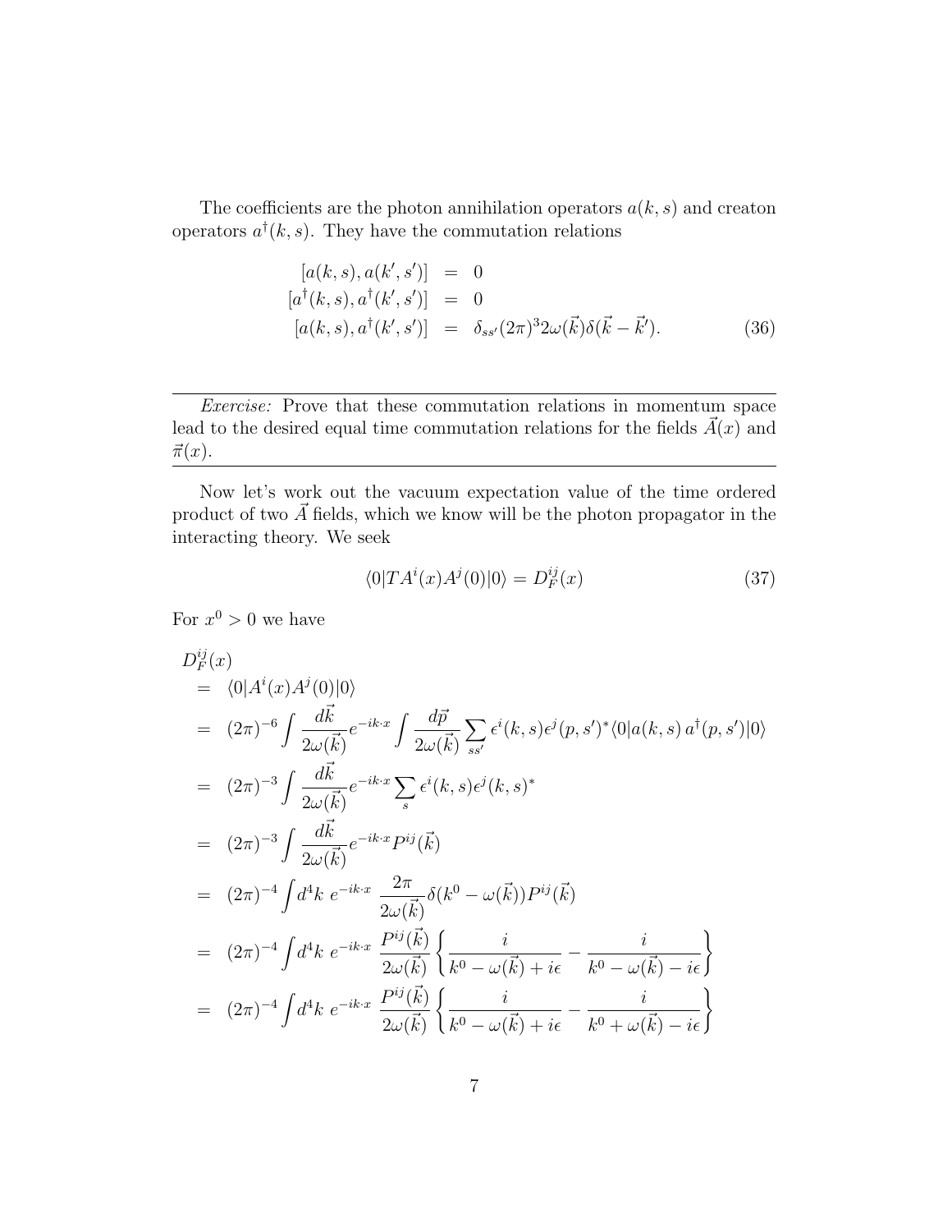The coefficients are the photon annihilation operators $a(k,s)$ and creaton operators $a^\dagger(k,s)$. They have the commutation relations

$$
\begin{aligned}
[a(k,s), a(k',s')] &= 0 \\
[a^\dagger(k,s), a^\dagger(k',s')] &= 0 \\
[a(k,s), a^\dagger(k',s')] &= \delta_{ss'}(2\pi)^3 2\omega(\vec{k})\delta(\vec{k}-\vec{k}').
\end{aligned} \tag{36}
$$

---

*Exercise:* Prove that these commutation relations in momentum space lead to the desired equal time commutation relations for the fields $\vec{A}(x)$ and $\vec{\pi}(x)$.

---

Now let's work out the vacuum expectation value of the time ordered product of two $\vec{A}$ fields, which we know will be the photon propagator in the interacting theory. We seek

$$
\langle 0|TA^i(x)A^j(0)|0\rangle = D_F^{ij}(x) \tag{37}
$$

For $x^0 > 0$ we have

$$
\begin{aligned}
&D_F^{ij}(x) \\
&= \langle 0|A^i(x)A^j(0)|0\rangle \\
&= (2\pi)^{-6}\int \frac{d\vec{k}}{2\omega(\vec{k})}e^{-ik\cdot x}\int \frac{d\vec{p}}{2\omega(\vec{k})}\sum_{ss'}\epsilon^i(k,s)\epsilon^j(p,s')^*\langle 0|a(k,s)\,a^\dagger(p,s')|0\rangle \\
&= (2\pi)^{-3}\int \frac{d\vec{k}}{2\omega(\vec{k})}e^{-ik\cdot x}\sum_{s}\epsilon^i(k,s)\epsilon^j(k,s)^* \\
&= (2\pi)^{-3}\int \frac{d\vec{k}}{2\omega(\vec{k})}e^{-ik\cdot x}P^{ij}(\vec{k}) \\
&= (2\pi)^{-4}\int d^4k\; e^{-ik\cdot x}\;\frac{2\pi}{2\omega(\vec{k})}\delta(k^0-\omega(\vec{k}))P^{ij}(\vec{k}) \\
&= (2\pi)^{-4}\int d^4k\; e^{-ik\cdot x}\;\frac{P^{ij}(\vec{k})}{2\omega(\vec{k})}\left\{\frac{i}{k^0-\omega(\vec{k})+i\epsilon}-\frac{i}{k^0-\omega(\vec{k})-i\epsilon}\right\} \\
&= (2\pi)^{-4}\int d^4k\; e^{-ik\cdot x}\;\frac{P^{ij}(\vec{k})}{2\omega(\vec{k})}\left\{\frac{i}{k^0-\omega(\vec{k})+i\epsilon}-\frac{i}{k^0+\omega(\vec{k})-i\epsilon}\right\}
\end{aligned}
$$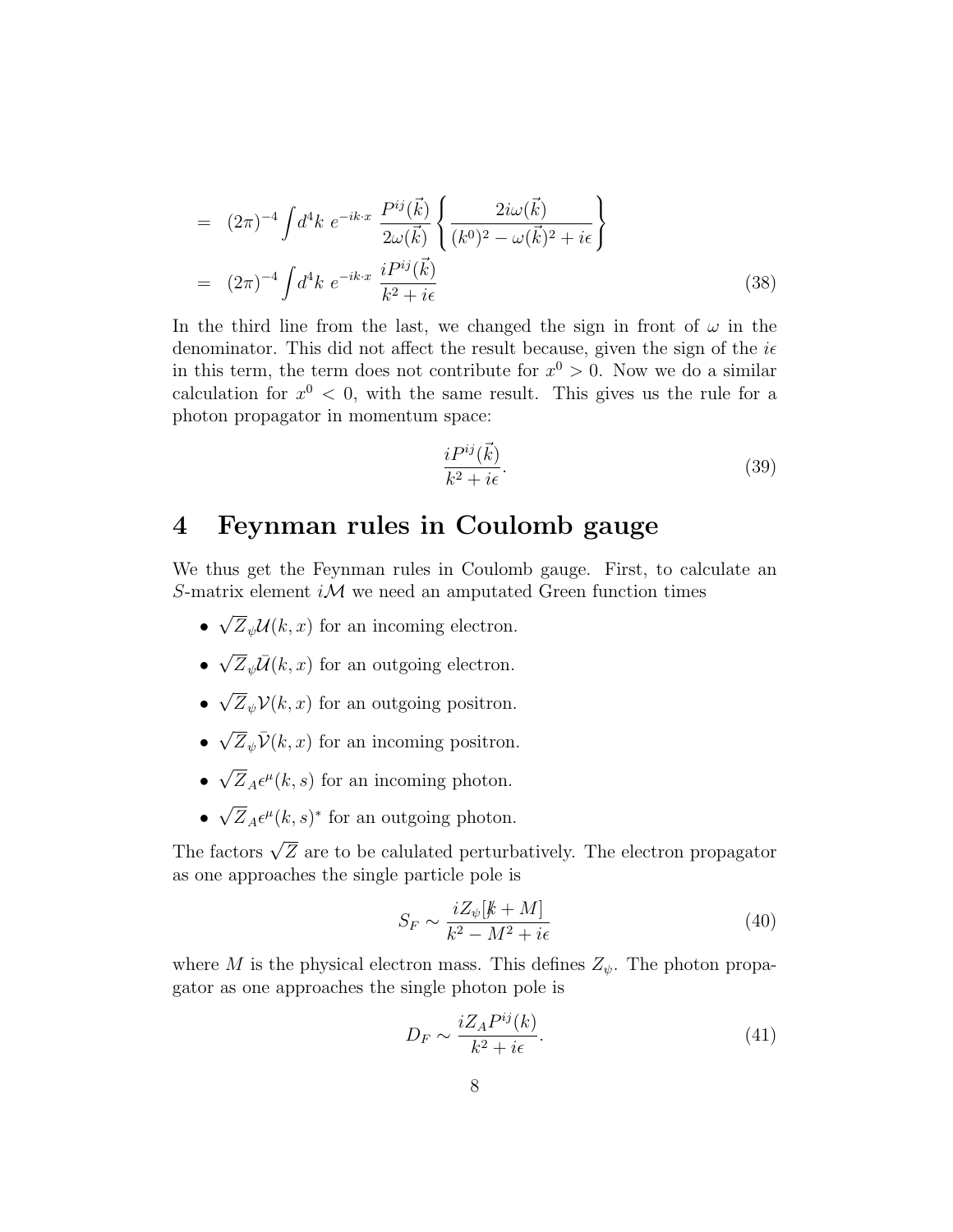$$
\begin{aligned}
&= (2\pi)^{-4}\int d^4k\ e^{-ik\cdot x}\ \frac{P^{ij}(\vec{k})}{2\omega(\vec{k})}\left\{\frac{2i\omega(\vec{k})}{(k^0)^2-\omega(\vec{k})^2+i\epsilon}\right\} \\
&= (2\pi)^{-4}\int d^4k\ e^{-ik\cdot x}\ \frac{iP^{ij}(\vec{k})}{k^2+i\epsilon}
\end{aligned}
\tag{38}
$$

In the third line from the last, we changed the sign in front of $\omega$ in the denominator. This did not affect the result because, given the sign of the $i\epsilon$ in this term, the term does not contribute for $x^0 > 0$. Now we do a similar calculation for $x^0 < 0$, with the same result. This gives us the rule for a photon propagator in momentum space:

$$
\frac{iP^{ij}(\vec{k})}{k^2+i\epsilon}. \tag{39}
$$

# 4 Feynman rules in Coulomb gauge

We thus get the Feynman rules in Coulomb gauge. First, to calculate an $S$-matrix element $i\mathcal{M}$ we need an amputated Green function times

- $\sqrt{Z}_\psi \mathcal{U}(k,x)$ for an incoming electron.
- $\sqrt{Z}_\psi \bar{\mathcal{U}}(k,x)$ for an outgoing electron.
- $\sqrt{Z}_\psi \mathcal{V}(k,x)$ for an outgoing positron.
- $\sqrt{Z}_\psi \bar{\mathcal{V}}(k,x)$ for an incoming positron.
- $\sqrt{Z}_A \epsilon^\mu(k,s)$ for an incoming photon.
- $\sqrt{Z}_A \epsilon^\mu(k,s)^*$ for an outgoing photon.

The factors $\sqrt{Z}$ are to be calulated perturbatively. The electron propagator as one approaches the single particle pole is

$$
S_F \sim \frac{iZ_\psi[\not{k}+M]}{k^2-M^2+i\epsilon} \tag{40}
$$

where $M$ is the physical electron mass. This defines $Z_\psi$. The photon propagator as one approaches the single photon pole is

$$
D_F \sim \frac{iZ_A P^{ij}(k)}{k^2+i\epsilon}. \tag{41}
$$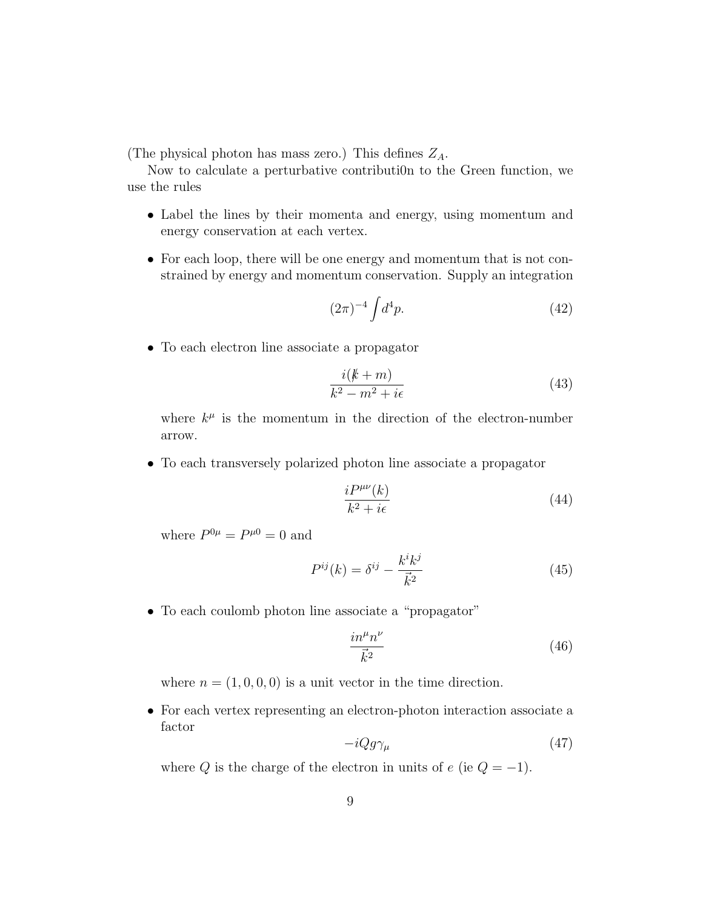(The physical photon has mass zero.) This defines $Z_A$.

Now to calculate a perturbative contributi0n to the Green function, we use the rules

- Label the lines by their momenta and energy, using momentum and energy conservation at each vertex.

- For each loop, there will be one energy and momentum that is not constrained by energy and momentum conservation. Supply an integration

$$(2\pi)^{-4} \int d^4p. \tag{42}$$

- To each electron line associate a propagator

$$\frac{i(\not{k} + m)}{k^2 - m^2 + i\epsilon} \tag{43}$$

  where $k^\mu$ is the momentum in the direction of the electron-number arrow.

- To each transversely polarized photon line associate a propagator

$$\frac{iP^{\mu\nu}(k)}{k^2 + i\epsilon} \tag{44}$$

  where $P^{0\mu} = P^{\mu 0} = 0$ and

$$P^{ij}(k) = \delta^{ij} - \frac{k^i k^j}{\vec{k}^2} \tag{45}$$

- To each coulomb photon line associate a "propagator"

$$\frac{in^\mu n^\nu}{\vec{k}^2} \tag{46}$$

  where $n = (1, 0, 0, 0)$ is a unit vector in the time direction.

- For each vertex representing an electron-photon interaction associate a factor

$$-iQg\gamma_\mu \tag{47}$$

  where $Q$ is the charge of the electron in units of $e$ (ie $Q = -1$).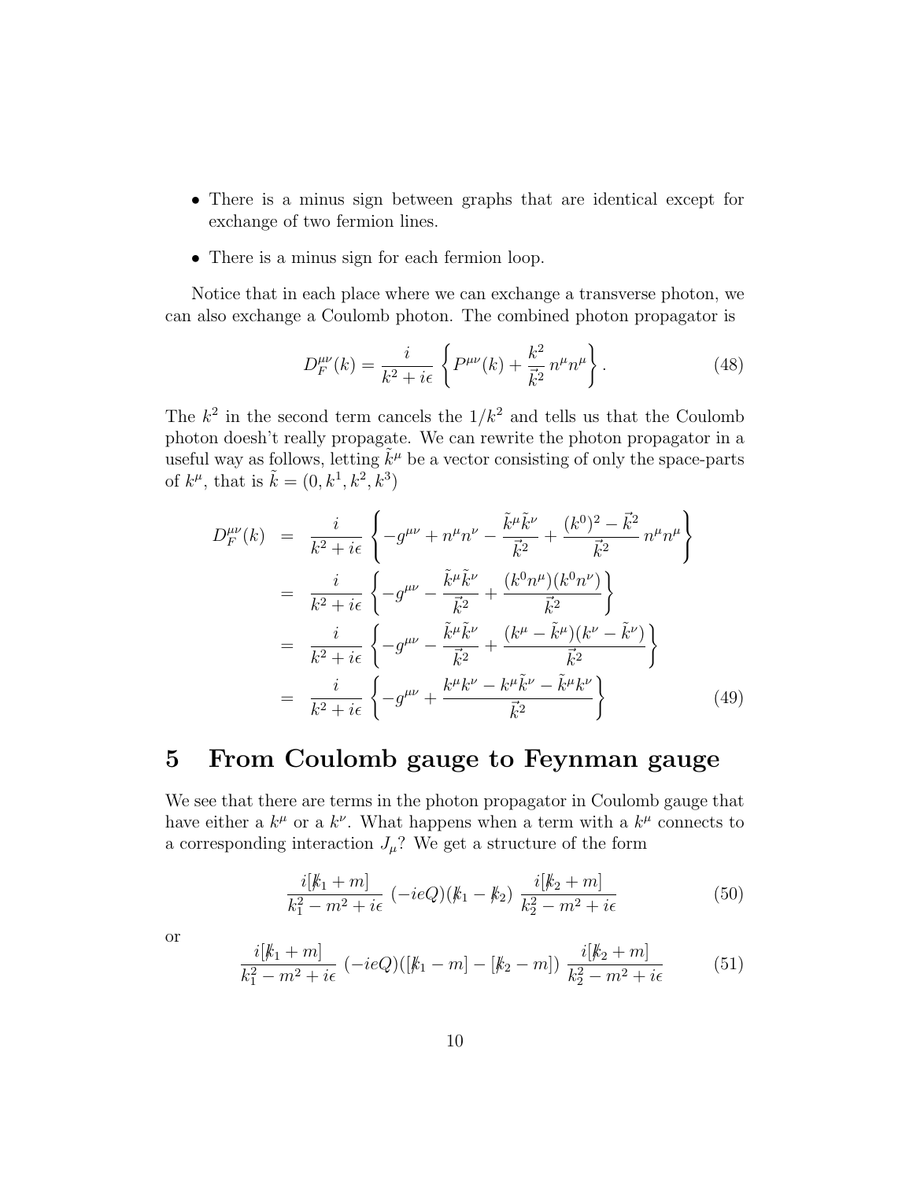- There is a minus sign between graphs that are identical except for exchange of two fermion lines.
- There is a minus sign for each fermion loop.

Notice that in each place where we can exchange a transverse photon, we can also exchange a Coulomb photon. The combined photon propagator is

$$D_F^{\mu\nu}(k) = \frac{i}{k^2 + i\epsilon} \left\{ P^{\mu\nu}(k) + \frac{k^2}{\vec{k}^2}\, n^\mu n^\mu \right\}. \tag{48}$$

The $k^2$ in the second term cancels the $1/k^2$ and tells us that the Coulomb photon doesh't really propagate. We can rewrite the photon propagator in a useful way as follows, letting $\tilde{k}^\mu$ be a vector consisting of only the space-parts of $k^\mu$, that is $\tilde{k} = (0, k^1, k^2, k^3)$

$$\begin{aligned}
D_F^{\mu\nu}(k) &= \frac{i}{k^2 + i\epsilon} \left\{ -g^{\mu\nu} + n^\mu n^\nu - \frac{\tilde{k}^\mu \tilde{k}^\nu}{\vec{k}^2} + \frac{(k^0)^2 - \vec{k}^2}{\vec{k}^2}\, n^\mu n^\mu \right\} \\
&= \frac{i}{k^2 + i\epsilon} \left\{ -g^{\mu\nu} - \frac{\tilde{k}^\mu \tilde{k}^\nu}{\vec{k}^2} + \frac{(k^0 n^\mu)(k^0 n^\nu)}{\vec{k}^2} \right\} \\
&= \frac{i}{k^2 + i\epsilon} \left\{ -g^{\mu\nu} - \frac{\tilde{k}^\mu \tilde{k}^\nu}{\vec{k}^2} + \frac{(k^\mu - \tilde{k}^\mu)(k^\nu - \tilde{k}^\nu)}{\vec{k}^2} \right\} \\
&= \frac{i}{k^2 + i\epsilon} \left\{ -g^{\mu\nu} + \frac{k^\mu k^\nu - k^\mu \tilde{k}^\nu - \tilde{k}^\mu k^\nu}{\vec{k}^2} \right\}
\end{aligned} \tag{49}$$

# 5 From Coulomb gauge to Feynman gauge

We see that there are terms in the photon propagator in Coulomb gauge that have either a $k^\mu$ or a $k^\nu$. What happens when a term with a $k^\mu$ connects to a corresponding interaction $J_\mu$? We get a structure of the form

$$\frac{i[\not{k}_1 + m]}{k_1^2 - m^2 + i\epsilon}\, (-ieQ)(\not{k}_1 - \not{k}_2)\, \frac{i[\not{k}_2 + m]}{k_2^2 - m^2 + i\epsilon} \tag{50}$$

or

$$\frac{i[\not{k}_1 + m]}{k_1^2 - m^2 + i\epsilon}\, (-ieQ)([\not{k}_1 - m] - [\not{k}_2 - m])\, \frac{i[\not{k}_2 + m]}{k_2^2 - m^2 + i\epsilon} \tag{51}$$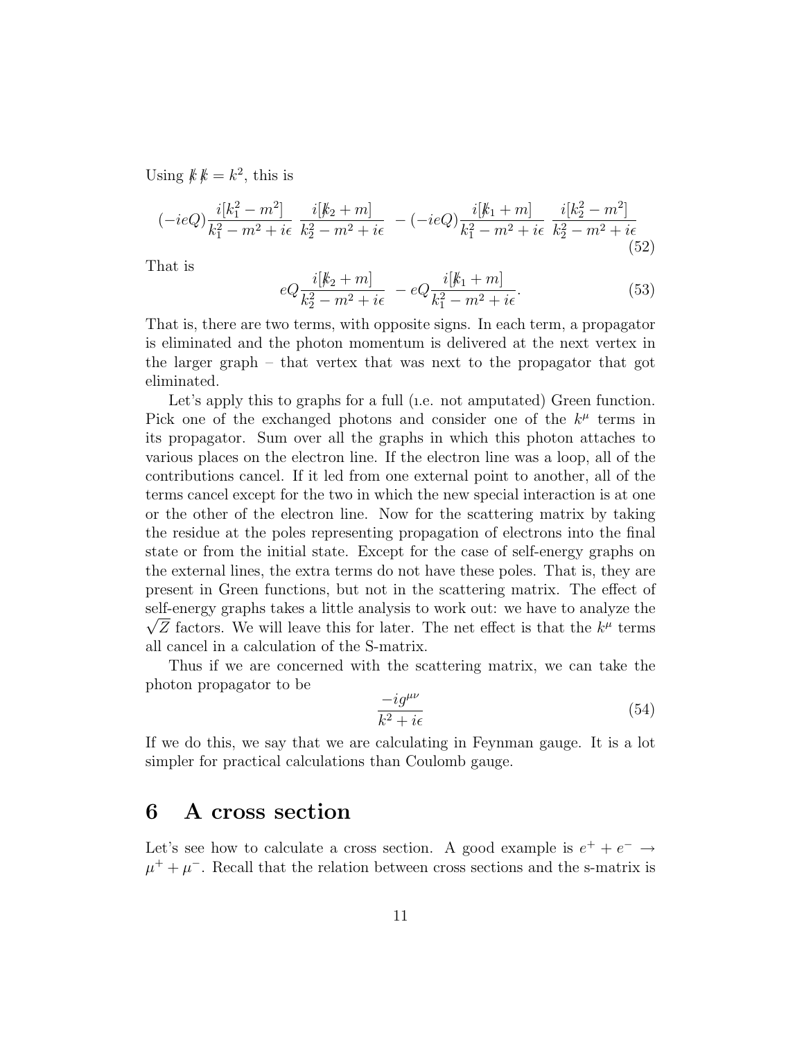Using $\not{k}\not{k} = k^2$, this is

$$(-ieQ)\frac{i[k_1^2 - m^2]}{k_1^2 - m^2 + i\epsilon}\ \frac{i[\not{k}_2 + m]}{k_2^2 - m^2 + i\epsilon}\ - (-ieQ)\frac{i[\not{k}_1 + m]}{k_1^2 - m^2 + i\epsilon}\ \frac{i[k_2^2 - m^2]}{k_2^2 - m^2 + i\epsilon} \tag{52}$$

That is

$$eQ\frac{i[\not{k}_2 + m]}{k_2^2 - m^2 + i\epsilon}\ - eQ\frac{i[\not{k}_1 + m]}{k_1^2 - m^2 + i\epsilon}. \tag{53}$$

That is, there are two terms, with opposite signs. In each term, a propagator is eliminated and the photon momentum is delivered at the next vertex in the larger graph – that vertex that was next to the propagator that got eliminated.

Let's apply this to graphs for a full (i.e. not amputated) Green function. Pick one of the exchanged photons and consider one of the $k^\mu$ terms in its propagator. Sum over all the graphs in which this photon attaches to various places on the electron line. If the electron line was a loop, all of the contributions cancel. If it led from one external point to another, all of the terms cancel except for the two in which the new special interaction is at one or the other of the electron line. Now for the scattering matrix by taking the residue at the poles representing propagation of electrons into the final state or from the initial state. Except for the case of self-energy graphs on the external lines, the extra terms do not have these poles. That is, they are present in Green functions, but not in the scattering matrix. The effect of self-energy graphs takes a little analysis to work out: we have to analyze the $\sqrt{Z}$ factors. We will leave this for later. The net effect is that the $k^\mu$ terms all cancel in a calculation of the S-matrix.

Thus if we are concerned with the scattering matrix, we can take the photon propagator to be

$$\frac{-ig^{\mu\nu}}{k^2 + i\epsilon} \tag{54}$$

If we do this, we say that we are calculating in Feynman gauge. It is a lot simpler for practical calculations than Coulomb gauge.

# 6 A cross section

Let's see how to calculate a cross section. A good example is $e^+ + e^- \to \mu^+ + \mu^-$. Recall that the relation between cross sections and the s-matrix is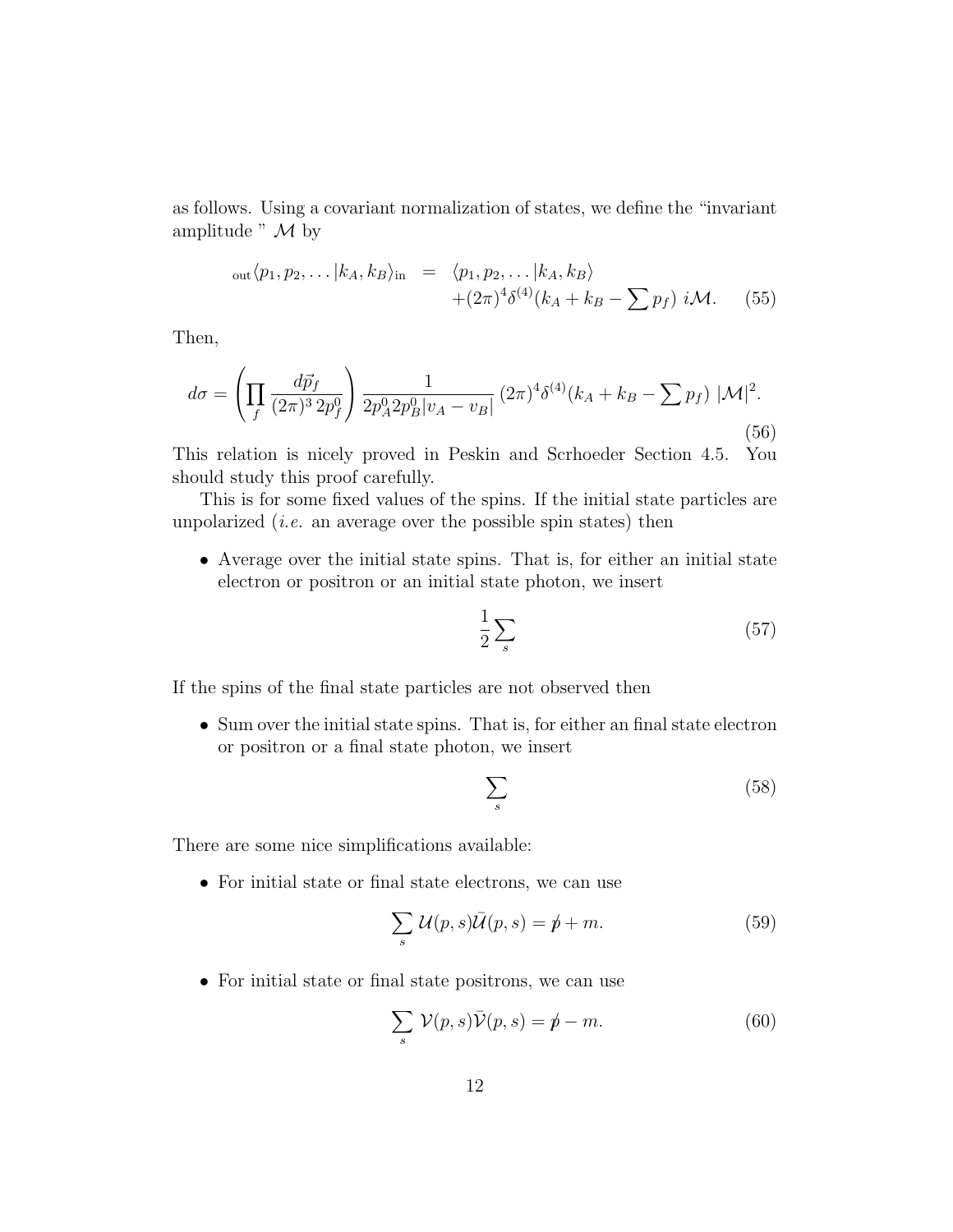as follows. Using a covariant normalization of states, we define the "invariant amplitude " $\mathcal{M}$ by

$$
\begin{aligned}
{}_{\rm out}\langle p_1, p_2, \ldots | k_A, k_B\rangle_{\rm in} \;=\; & \langle p_1, p_2, \ldots | k_A, k_B\rangle \\
& + (2\pi)^4 \delta^{(4)}(k_A + k_B - \textstyle\sum p_f)\; i\mathcal{M}.
\end{aligned}
\tag{55}
$$

Then,

$$
d\sigma = \left( \prod_f \frac{d\vec{p}_f}{(2\pi)^3\, 2p_f^0} \right) \frac{1}{2p_A^0 2p_B^0 |v_A - v_B|}\, (2\pi)^4 \delta^{(4)}(k_A + k_B - \textstyle\sum p_f)\; |\mathcal{M}|^2.
\tag{56}
$$

This relation is nicely proved in Peskin and Scrhoeder Section 4.5. You should study this proof carefully.

This is for some fixed values of the spins. If the initial state particles are unpolarized (*i.e.* an average over the possible spin states) then

- Average over the initial state spins. That is, for either an initial state electron or positron or an initial state photon, we insert

$$
\frac{1}{2} \sum_s
\tag{57}
$$

If the spins of the final state particles are not observed then

- Sum over the initial state spins. That is, for either an final state electron or positron or a final state photon, we insert

$$
\sum_s
\tag{58}
$$

There are some nice simplifications available:

- For initial state or final state electrons, we can use

$$
\sum_s \mathcal{U}(p,s) \bar{\mathcal{U}}(p,s) = \not{p} + m.
\tag{59}
$$

- For initial state or final state positrons, we can use

$$
\sum_s \mathcal{V}(p,s) \bar{\mathcal{V}}(p,s) = \not{p} - m.
\tag{60}
$$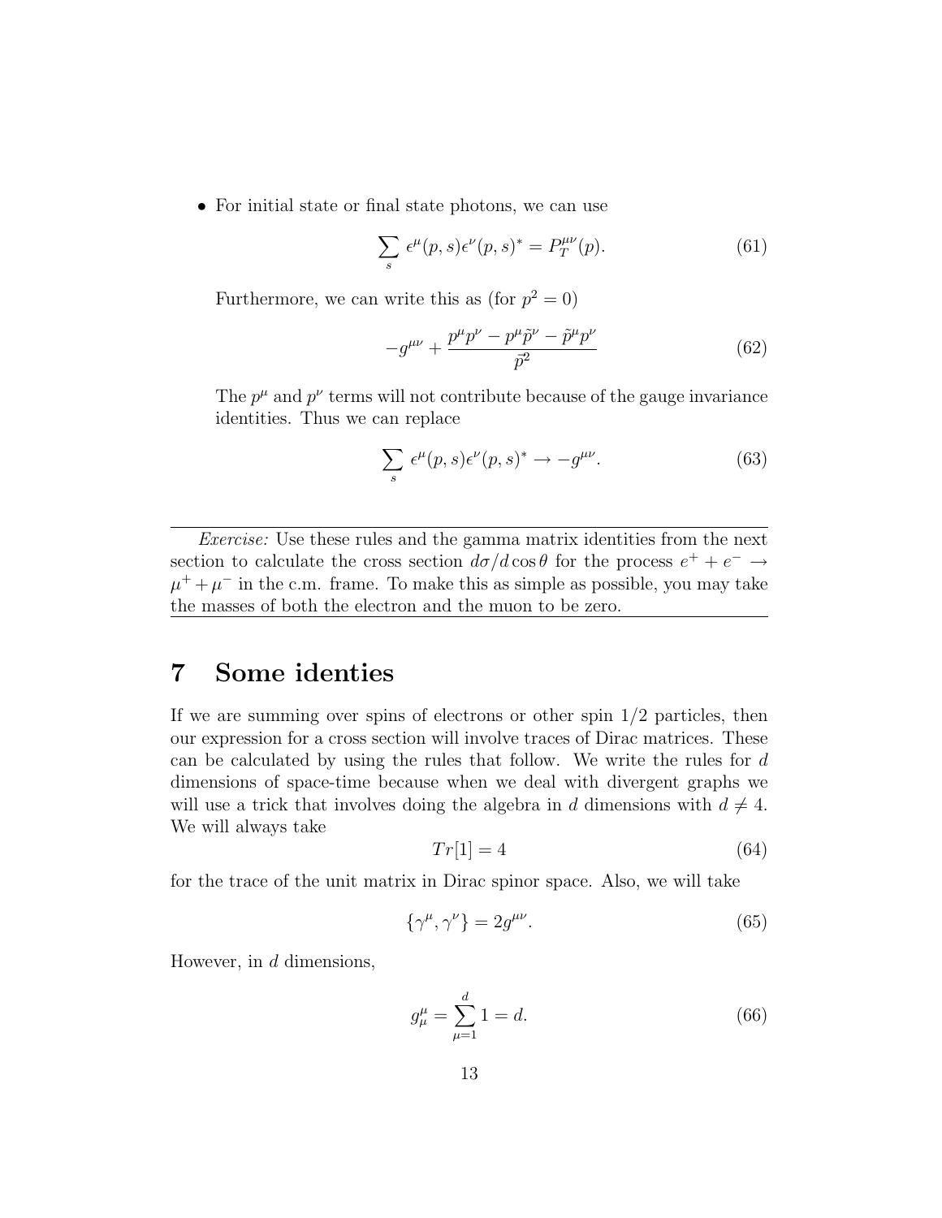- For initial state or final state photons, we can use

$$\sum_s \epsilon^\mu(p,s)\epsilon^\nu(p,s)^* = P_T^{\mu\nu}(p). \tag{61}$$

Furthermore, we can write this as (for $p^2 = 0$)

$$-g^{\mu\nu} + \frac{p^\mu p^\nu - p^\mu \tilde{p}^\nu - \tilde{p}^\mu p^\nu}{\vec{p}^2} \tag{62}$$

The $p^\mu$ and $p^\nu$ terms will not contribute because of the gauge invariance identities. Thus we can replace

$$\sum_s \epsilon^\mu(p,s)\epsilon^\nu(p,s)^* \to -g^{\mu\nu}. \tag{63}$$

---

*Exercise:* Use these rules and the gamma matrix identities from the next section to calculate the cross section $d\sigma/d\cos\theta$ for the process $e^+ + e^- \to \mu^+ + \mu^-$ in the c.m. frame. To make this as simple as possible, you may take the masses of both the electron and the muon to be zero.

---

# 7 Some identies

If we are summing over spins of electrons or other spin 1/2 particles, then our expression for a cross section will involve traces of Dirac matrices. These can be calculated by using the rules that follow. We write the rules for $d$ dimensions of space-time because when we deal with divergent graphs we will use a trick that involves doing the algebra in $d$ dimensions with $d \neq 4$. We will always take

$$Tr[1] = 4 \tag{64}$$

for the trace of the unit matrix in Dirac spinor space. Also, we will take

$$\{\gamma^\mu, \gamma^\nu\} = 2g^{\mu\nu}. \tag{65}$$

However, in $d$ dimensions,

$$g^\mu_\mu = \sum_{\mu=1}^{d} 1 = d. \tag{66}$$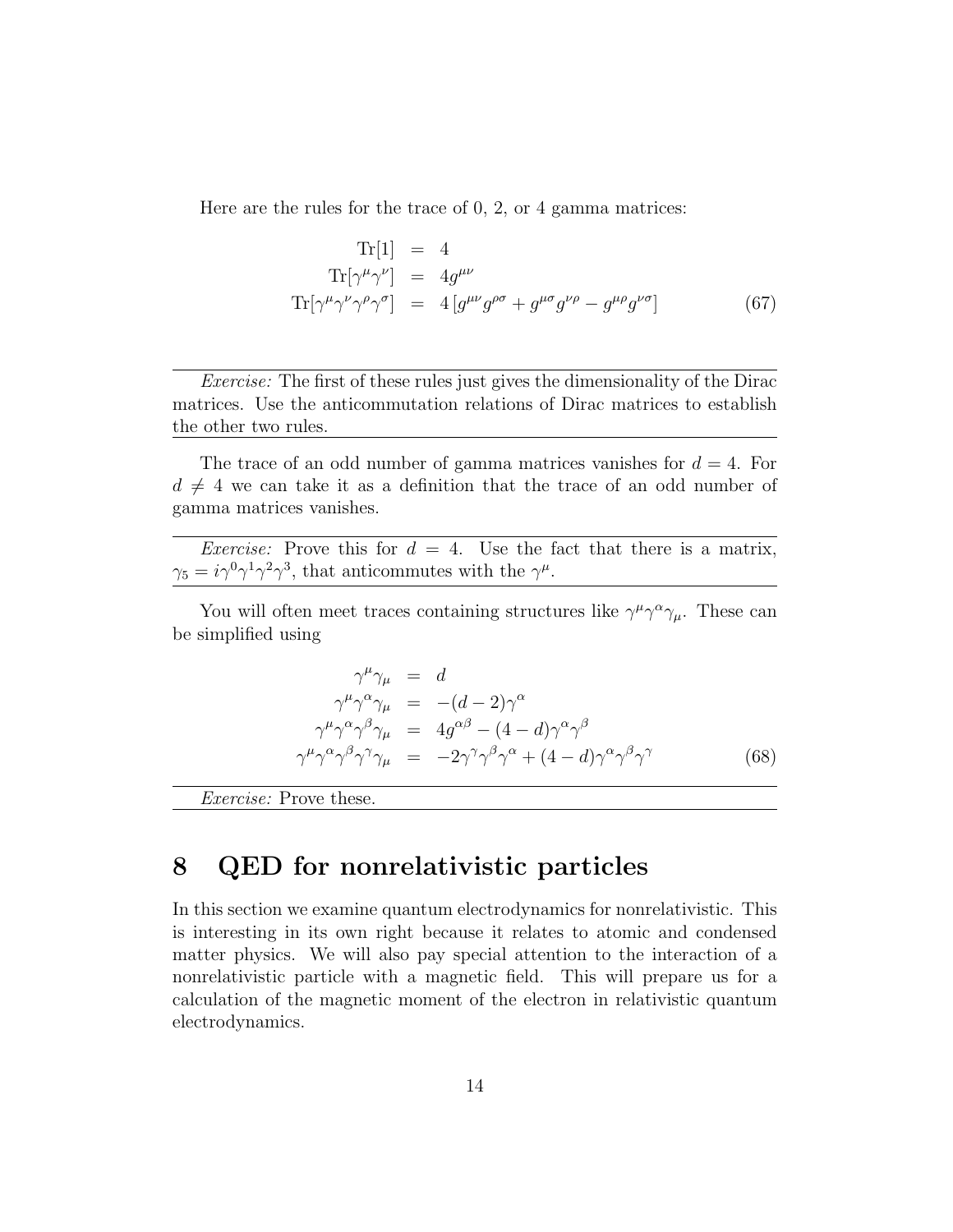Here are the rules for the trace of 0, 2, or 4 gamma matrices:

$$
\begin{aligned}
\mathrm{Tr}[1] &= 4 \\
\mathrm{Tr}[\gamma^\mu \gamma^\nu] &= 4 g^{\mu\nu} \\
\mathrm{Tr}[\gamma^\mu \gamma^\nu \gamma^\rho \gamma^\sigma] &= 4\left[g^{\mu\nu} g^{\rho\sigma} + g^{\mu\sigma} g^{\nu\rho} - g^{\mu\rho} g^{\nu\sigma}\right]
\end{aligned}
\tag{67}
$$

---

*Exercise:* The first of these rules just gives the dimensionality of the Dirac matrices. Use the anticommutation relations of Dirac matrices to establish the other two rules.

---

The trace of an odd number of gamma matrices vanishes for $d = 4$. For $d \neq 4$ we can take it as a definition that the trace of an odd number of gamma matrices vanishes.

---

*Exercise:* Prove this for $d = 4$. Use the fact that there is a matrix, $\gamma_5 = i\gamma^0\gamma^1\gamma^2\gamma^3$, that anticommutes with the $\gamma^\mu$.

---

You will often meet traces containing structures like $\gamma^\mu \gamma^\alpha \gamma_\mu$. These can be simplified using

$$
\begin{aligned}
\gamma^\mu \gamma_\mu &= d \\
\gamma^\mu \gamma^\alpha \gamma_\mu &= -(d-2)\gamma^\alpha \\
\gamma^\mu \gamma^\alpha \gamma^\beta \gamma_\mu &= 4 g^{\alpha\beta} - (4-d)\gamma^\alpha \gamma^\beta \\
\gamma^\mu \gamma^\alpha \gamma^\beta \gamma^\gamma \gamma_\mu &= -2\gamma^\gamma \gamma^\beta \gamma^\alpha + (4-d)\gamma^\alpha \gamma^\beta \gamma^\gamma
\end{aligned}
\tag{68}
$$

---

*Exercise:* Prove these.

---

# 8 QED for nonrelativistic particles

In this section we examine quantum electrodynamics for nonrelativistic. This is interesting in its own right because it relates to atomic and condensed matter physics. We will also pay special attention to the interaction of a nonrelativistic particle with a magnetic field. This will prepare us for a calculation of the magnetic moment of the electron in relativistic quantum electrodynamics.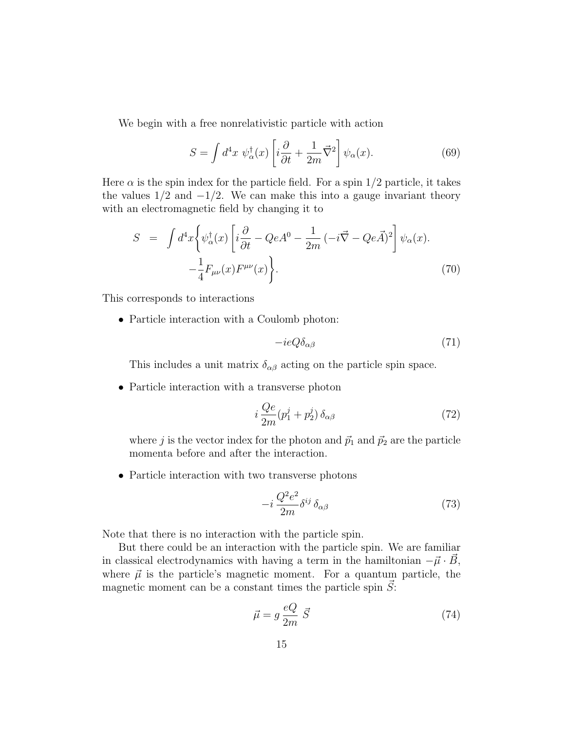We begin with a free nonrelativistic particle with action

$$S = \int d^4x \; \psi^\dagger_\alpha(x) \left[ i\frac{\partial}{\partial t} + \frac{1}{2m}\vec{\nabla}^2 \right] \psi_\alpha(x). \tag{69}$$

Here $\alpha$ is the spin index for the particle field. For a spin 1/2 particle, it takes the values 1/2 and $-1/2$. We can make this into a gauge invariant theory with an electromagnetic field by changing it to

$$\begin{aligned} S &= \int d^4x \Big\{ \psi^\dagger_\alpha(x) \left[ i\frac{\partial}{\partial t} - QeA^0 - \frac{1}{2m}\,(-i\vec{\nabla} - Qe\vec{A})^2 \right] \psi_\alpha(x). \\ &\quad - \frac{1}{4} F_{\mu\nu}(x) F^{\mu\nu}(x) \Big\}. \end{aligned} \tag{70}$$

This corresponds to interactions

- Particle interaction with a Coulomb photon:

  $$-ieQ\delta_{\alpha\beta} \tag{71}$$

  This includes a unit matrix $\delta_{\alpha\beta}$ acting on the particle spin space.

- Particle interaction with a transverse photon

  $$i\,\frac{Qe}{2m}(p_1^j + p_2^j)\,\delta_{\alpha\beta} \tag{72}$$

  where $j$ is the vector index for the photon and $\vec{p}_1$ and $\vec{p}_2$ are the particle momenta before and after the interaction.

- Particle interaction with two transverse photons

  $$-i\,\frac{Q^2e^2}{2m}\delta^{ij}\,\delta_{\alpha\beta} \tag{73}$$

Note that there is no interaction with the particle spin.

But there could be an interaction with the particle spin. We are familiar in classical electrodynamics with having a term in the hamiltonian $-\vec{\mu}\cdot\vec{B}$, where $\vec{\mu}$ is the particle's magnetic moment. For a quantum particle, the magnetic moment can be a constant times the particle spin $\vec{S}$:

$$\vec{\mu} = g\,\frac{eQ}{2m}\;\vec{S} \tag{74}$$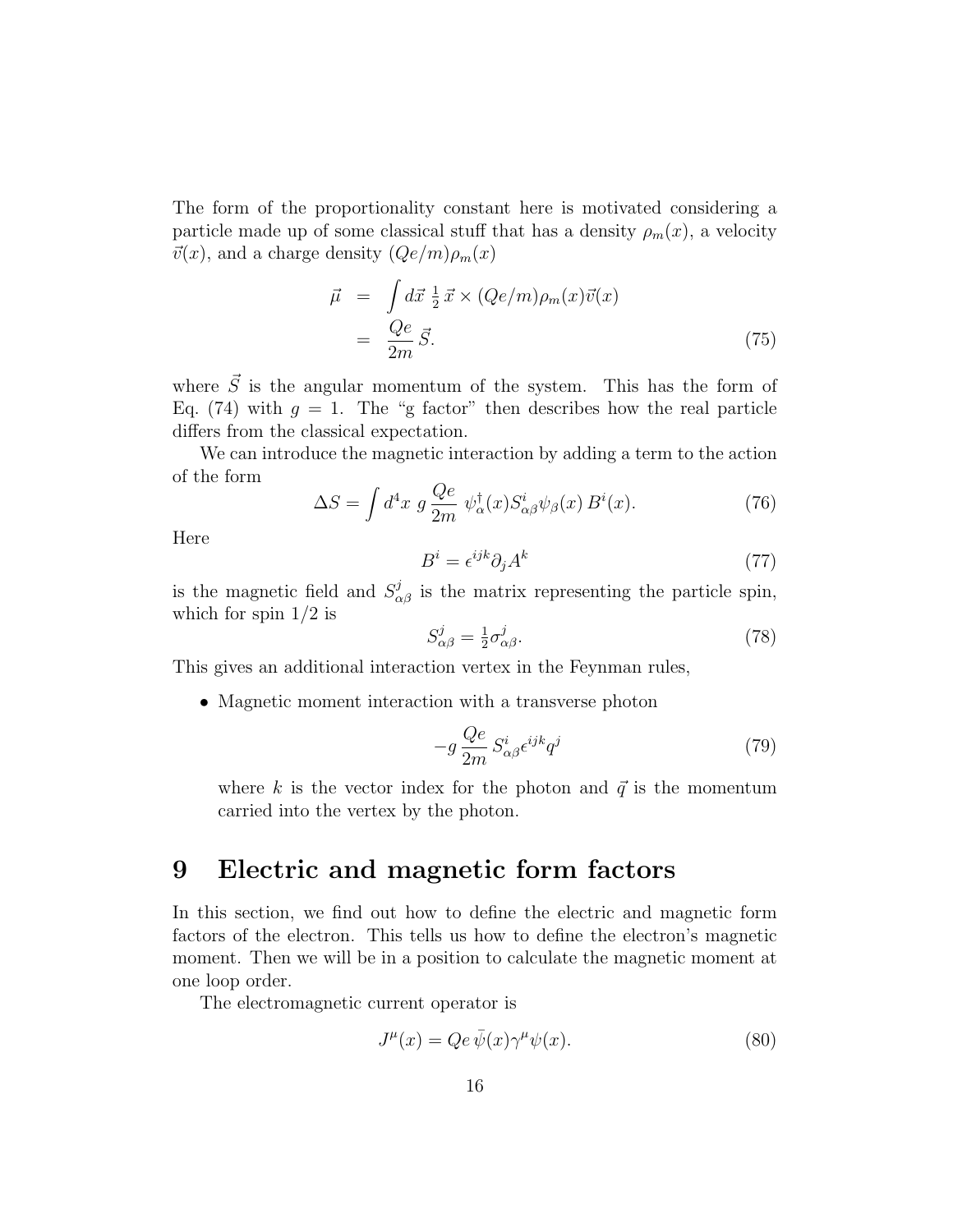The form of the proportionality constant here is motivated considering a particle made up of some classical stuff that has a density $\rho_m(x)$, a velocity $\vec{v}(x)$, and a charge density $(Qe/m)\rho_m(x)$

$$
\begin{aligned}
\vec{\mu} &= \int d\vec{x} \; \tfrac{1}{2}\, \vec{x} \times (Qe/m)\rho_m(x)\vec{v}(x) \\
&= \frac{Qe}{2m}\, \vec{S}.
\end{aligned}
\tag{75}
$$

where $\vec{S}$ is the angular momentum of the system. This has the form of Eq. (74) with $g = 1$. The "g factor" then describes how the real particle differs from the classical expectation.

We can introduce the magnetic interaction by adding a term to the action of the form

$$
\Delta S = \int d^4x \; g\, \frac{Qe}{2m}\; \psi^\dagger_\alpha(x) S^i_{\alpha\beta} \psi_\beta(x)\, B^i(x). \tag{76}
$$

Here

$$
B^i = \epsilon^{ijk} \partial_j A^k \tag{77}
$$

is the magnetic field and $S^j_{\alpha\beta}$ is the matrix representing the particle spin, which for spin 1/2 is

$$
S^j_{\alpha\beta} = \tfrac{1}{2} \sigma^j_{\alpha\beta}. \tag{78}
$$

This gives an additional interaction vertex in the Feynman rules,

- Magnetic moment interaction with a transverse photon

$$
-g\, \frac{Qe}{2m}\, S^i_{\alpha\beta} \epsilon^{ijk} q^j \tag{79}
$$

  where $k$ is the vector index for the photon and $\vec{q}$ is the momentum carried into the vertex by the photon.

# 9 Electric and magnetic form factors

In this section, we find out how to define the electric and magnetic form factors of the electron. This tells us how to define the electron's magnetic moment. Then we will be in a position to calculate the magnetic moment at one loop order.

The electromagnetic current operator is

$$
J^\mu(x) = Qe\, \bar{\psi}(x) \gamma^\mu \psi(x). \tag{80}
$$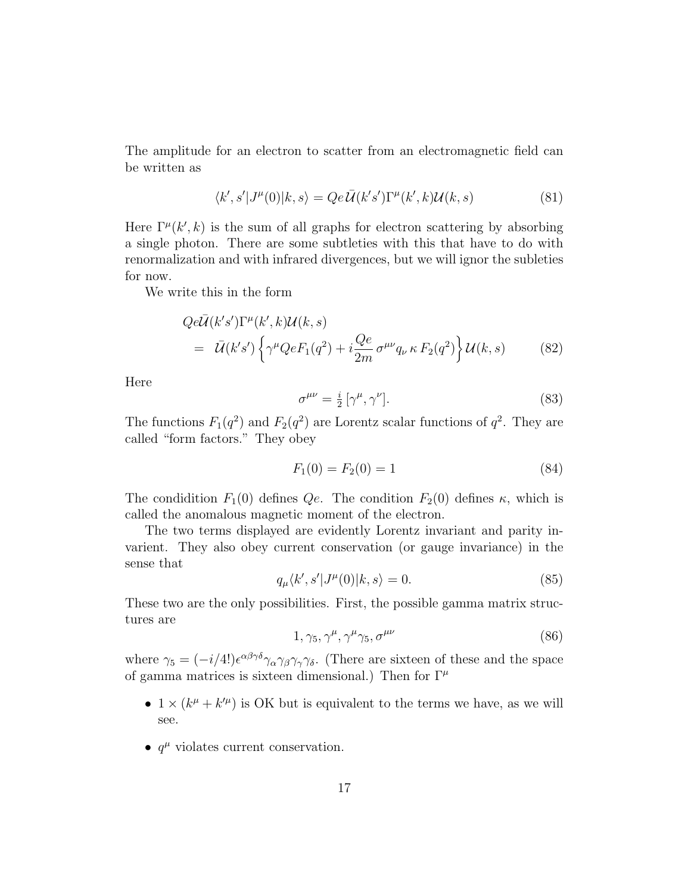The amplitude for an electron to scatter from an electromagnetic field can be written as

$$\langle k', s'|J^\mu(0)|k, s\rangle = Qe\,\bar{\mathcal{U}}(k's')\Gamma^\mu(k', k)\mathcal{U}(k, s) \tag{81}$$

Here $\Gamma^\mu(k', k)$ is the sum of all graphs for electron scattering by absorbing a single photon. There are some subtleties with this that have to do with renormalization and with infrared divergences, but we will ignor the subleties for now.

We write this in the form

$$\begin{aligned}
&Qe\bar{\mathcal{U}}(k's')\Gamma^\mu(k', k)\mathcal{U}(k, s) \\
&= \bar{\mathcal{U}}(k's')\left\{\gamma^\mu QeF_1(q^2) + i\frac{Qe}{2m}\,\sigma^{\mu\nu}q_\nu\,\kappa\,F_2(q^2)\right\}\mathcal{U}(k, s)
\end{aligned} \tag{82}$$

Here

$$\sigma^{\mu\nu} = \tfrac{i}{2}\,[\gamma^\mu, \gamma^\nu]. \tag{83}$$

The functions $F_1(q^2)$ and $F_2(q^2)$ are Lorentz scalar functions of $q^2$. They are called "form factors." They obey

$$F_1(0) = F_2(0) = 1 \tag{84}$$

The condidition $F_1(0)$ defines $Qe$. The condition $F_2(0)$ defines $\kappa$, which is called the anomalous magnetic moment of the electron.

The two terms displayed are evidently Lorentz invariant and parity invarient. They also obey current conservation (or gauge invariance) in the sense that

$$q_\mu\langle k', s'|J^\mu(0)|k, s\rangle = 0. \tag{85}$$

These two are the only possibilities. First, the possible gamma matrix structures are

$$1, \gamma_5, \gamma^\mu, \gamma^\mu\gamma_5, \sigma^{\mu\nu} \tag{86}$$

where $\gamma_5 = (-i/4!)\epsilon^{\alpha\beta\gamma\delta}\gamma_\alpha\gamma_\beta\gamma_\gamma\gamma_\delta$. (There are sixteen of these and the space of gamma matrices is sixteen dimensional.) Then for $\Gamma^\mu$

- $1 \times (k^\mu + k'^\mu)$ is OK but is equivalent to the terms we have, as we will see.
- $q^\mu$ violates current conservation.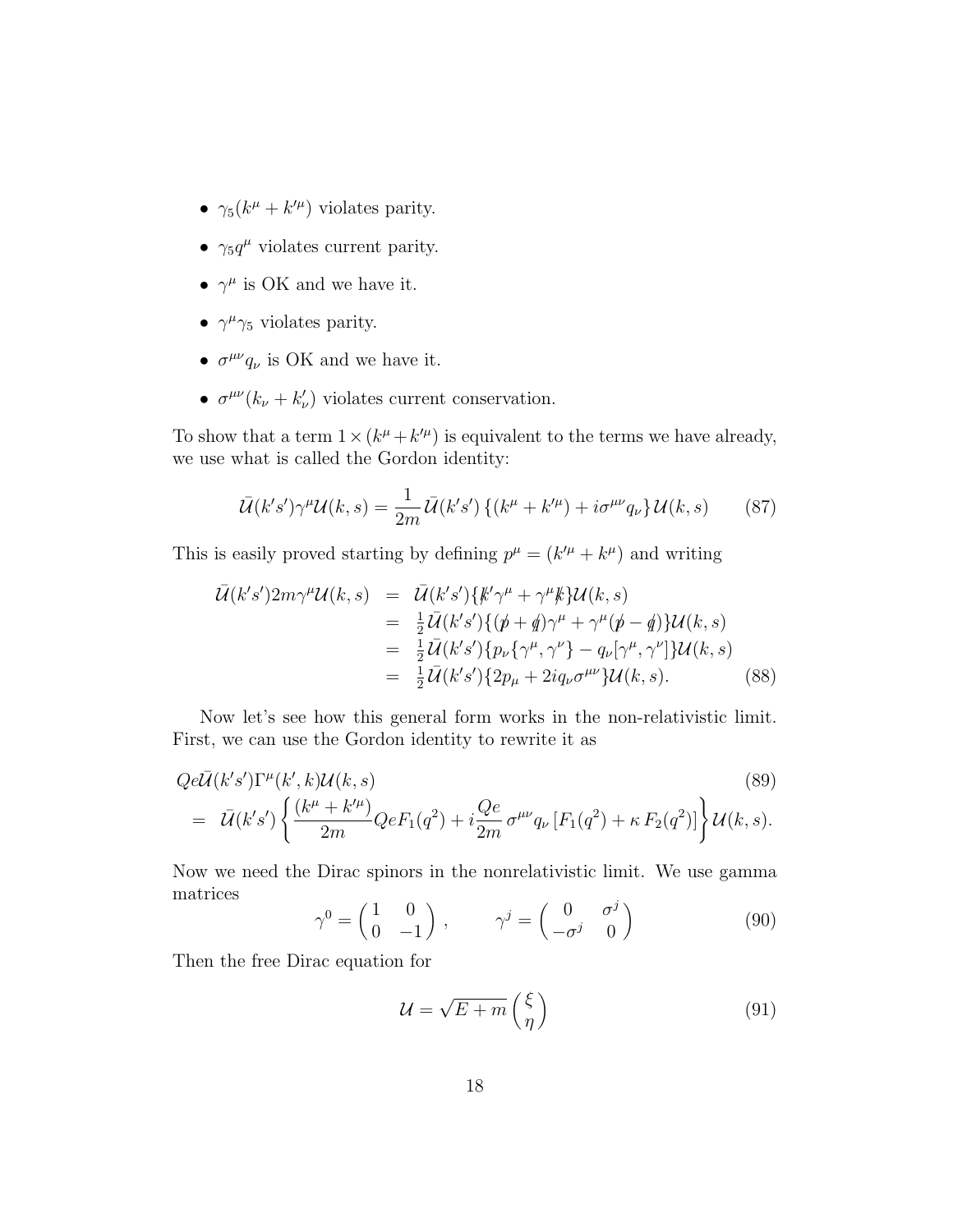- $\gamma_5(k^\mu + k'^\mu)$ violates parity.
- $\gamma_5 q^\mu$ violates current parity.
- $\gamma^\mu$ is OK and we have it.
- $\gamma^\mu\gamma_5$ violates parity.
- $\sigma^{\mu\nu}q_\nu$ is OK and we have it.
- $\sigma^{\mu\nu}(k_\nu + k'_\nu)$ violates current conservation.

To show that a term $1 \times (k^\mu + k'^\mu)$ is equivalent to the terms we have already, we use what is called the Gordon identity:

$$\bar{\mathcal{U}}(k's')\gamma^\mu \mathcal{U}(k,s) = \frac{1}{2m}\bar{\mathcal{U}}(k's')\left\{(k^\mu + k'^\mu) + i\sigma^{\mu\nu}q_\nu\right\}\mathcal{U}(k,s) \tag{87}$$

This is easily proved starting by defining $p^\mu = (k'^\mu + k^\mu)$ and writing

$$\begin{aligned}
\bar{\mathcal{U}}(k's')2m\gamma^\mu \mathcal{U}(k,s) &= \bar{\mathcal{U}}(k's')\{\not{k}'\gamma^\mu + \gamma^\mu \not{k}\}\mathcal{U}(k,s) \\
&= \tfrac{1}{2}\bar{\mathcal{U}}(k's')\{(\not{p} + \not{q})\gamma^\mu + \gamma^\mu(\not{p} - \not{q})\}\mathcal{U}(k,s) \\
&= \tfrac{1}{2}\bar{\mathcal{U}}(k's')\{p_\nu\{\gamma^\mu, \gamma^\nu\} - q_\nu[\gamma^\mu, \gamma^\nu]\}\mathcal{U}(k,s) \\
&= \tfrac{1}{2}\bar{\mathcal{U}}(k's')\{2p_\mu + 2iq_\nu\sigma^{\mu\nu}\}\mathcal{U}(k,s).
\end{aligned} \tag{88}$$

Now let's see how this general form works in the non-relativistic limit. First, we can use the Gordon identity to rewrite it as

$$\begin{aligned}
&Qe\bar{\mathcal{U}}(k's')\Gamma^\mu(k',k)\mathcal{U}(k,s) \qquad (89)\\
&= \bar{\mathcal{U}}(k's')\left\{\frac{(k^\mu + k'^\mu)}{2m}QeF_1(q^2) + i\frac{Qe}{2m}\sigma^{\mu\nu}q_\nu\left[F_1(q^2) + \kappa F_2(q^2)\right]\right\}\mathcal{U}(k,s).
\end{aligned}$$

Now we need the Dirac spinors in the nonrelativistic limit. We use gamma matrices

$$\gamma^0 = \begin{pmatrix} 1 & 0 \\ 0 & -1 \end{pmatrix}, \qquad \gamma^j = \begin{pmatrix} 0 & \sigma^j \\ -\sigma^j & 0 \end{pmatrix} \tag{90}$$

Then the free Dirac equation for

$$\mathcal{U} = \sqrt{E+m}\begin{pmatrix} \xi \\ \eta \end{pmatrix} \tag{91}$$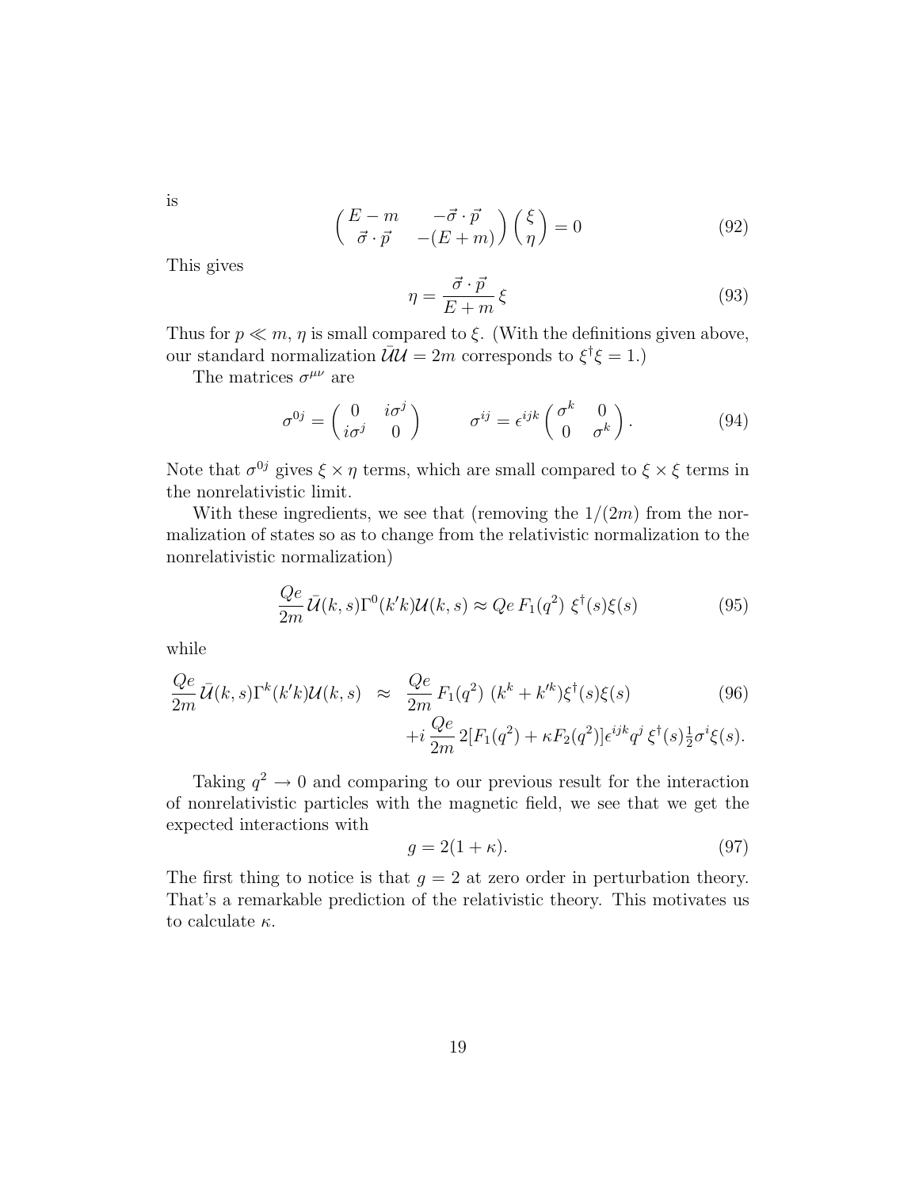is

$$
\begin{pmatrix} E - m & -\vec{\sigma}\cdot\vec{p} \\ \vec{\sigma}\cdot\vec{p} & -(E+m) \end{pmatrix} \begin{pmatrix} \xi \\ \eta \end{pmatrix} = 0 \tag{92}
$$

This gives

$$
\eta = \frac{\vec{\sigma}\cdot\vec{p}}{E+m}\,\xi \tag{93}
$$

Thus for $p \ll m$, $\eta$ is small compared to $\xi$. (With the definitions given above, our standard normalization $\bar{\mathcal{U}}\mathcal{U} = 2m$ corresponds to $\xi^\dagger\xi = 1$.)

The matrices $\sigma^{\mu\nu}$ are

$$
\sigma^{0j} = \begin{pmatrix} 0 & i\sigma^j \\ i\sigma^j & 0 \end{pmatrix} \qquad \sigma^{ij} = \epsilon^{ijk} \begin{pmatrix} \sigma^k & 0 \\ 0 & \sigma^k \end{pmatrix}. \tag{94}
$$

Note that $\sigma^{0j}$ gives $\xi \times \eta$ terms, which are small compared to $\xi \times \xi$ terms in the nonrelativistic limit.

With these ingredients, we see that (removing the $1/(2m)$ from the normalization of states so as to change from the relativistic normalization to the nonrelativistic normalization)

$$
\frac{Qe}{2m}\,\bar{\mathcal{U}}(k,s)\Gamma^0(k'k)\mathcal{U}(k,s) \approx Qe\,F_1(q^2)\;\xi^\dagger(s)\xi(s) \tag{95}
$$

while

$$
\begin{aligned}
\frac{Qe}{2m}\,\bar{\mathcal{U}}(k,s)\Gamma^k(k'k)\mathcal{U}(k,s) \;&\approx\; \frac{Qe}{2m}\,F_1(q^2)\;(k^k + k'^k)\xi^\dagger(s)\xi(s) \qquad (96)\\
&\quad + i\,\frac{Qe}{2m}\,2[F_1(q^2) + \kappa F_2(q^2)]\epsilon^{ijk}q^j\;\xi^\dagger(s)\tfrac{1}{2}\sigma^i\xi(s).
\end{aligned}
$$

Taking $q^2 \to 0$ and comparing to our previous result for the interaction of nonrelativistic particles with the magnetic field, we see that we get the expected interactions with

$$
g = 2(1+\kappa). \tag{97}
$$

The first thing to notice is that $g = 2$ at zero order in perturbation theory. That's a remarkable prediction of the relativistic theory. This motivates us to calculate $\kappa$.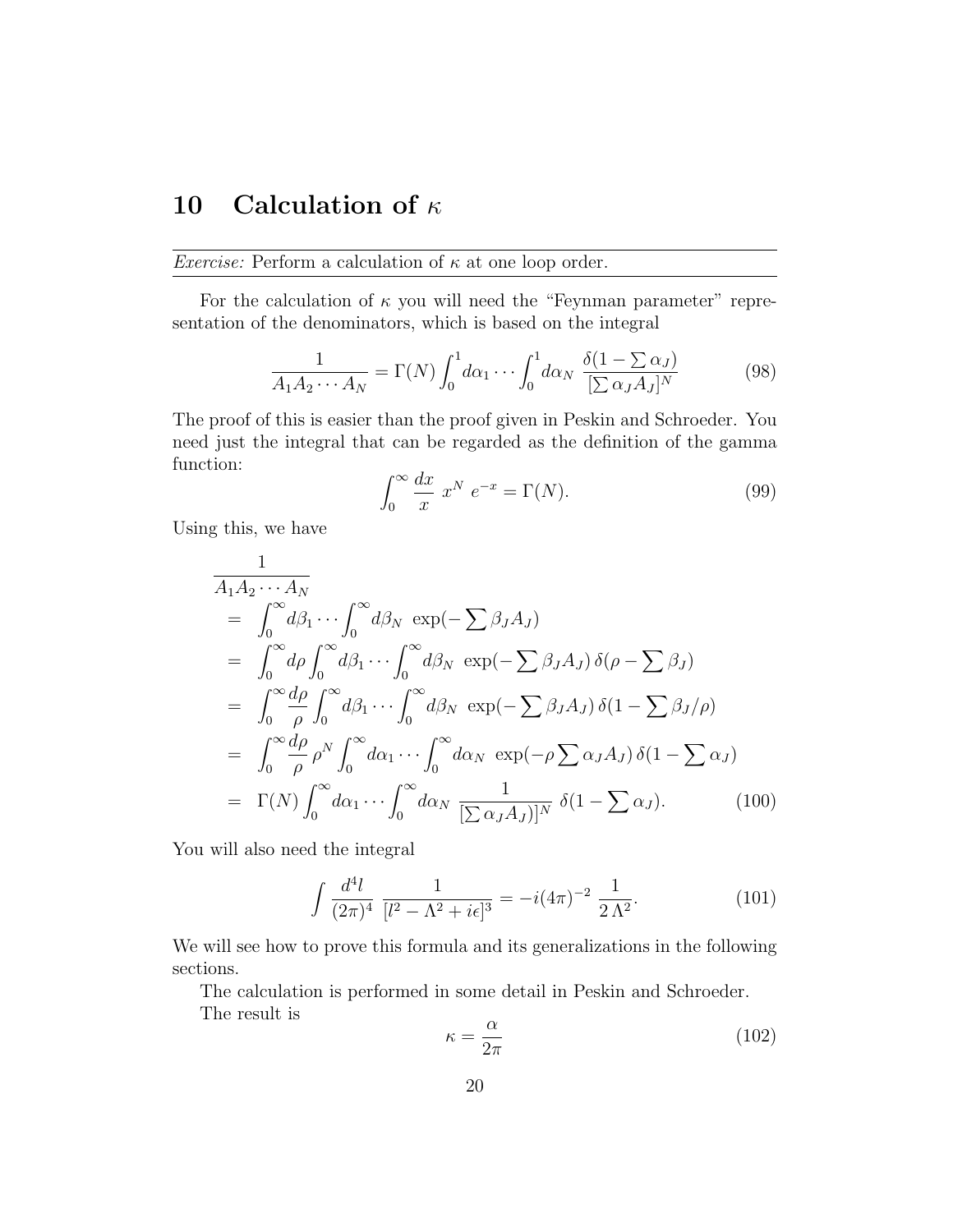## 10 Calculation of $\kappa$

*Exercise:* Perform a calculation of $\kappa$ at one loop order.

For the calculation of $\kappa$ you will need the "Feynman parameter" representation of the denominators, which is based on the integral

$$\frac{1}{A_1 A_2 \cdots A_N} = \Gamma(N) \int_0^1 d\alpha_1 \cdots \int_0^1 d\alpha_N \; \frac{\delta(1 - \sum \alpha_J)}{[\sum \alpha_J A_J]^N} \tag{98}$$

The proof of this is easier than the proof given in Peskin and Schroeder. You need just the integral that can be regarded as the definition of the gamma function:

$$\int_0^\infty \frac{dx}{x} \; x^N \; e^{-x} = \Gamma(N). \tag{99}$$

Using this, we have

$$\begin{aligned}
&\frac{1}{A_1 A_2 \cdots A_N} \\
&= \int_0^\infty d\beta_1 \cdots \int_0^\infty d\beta_N \; \exp(-\sum \beta_J A_J) \\
&= \int_0^\infty d\rho \int_0^\infty d\beta_1 \cdots \int_0^\infty d\beta_N \; \exp(-\sum \beta_J A_J)\, \delta(\rho - \sum \beta_J) \\
&= \int_0^\infty \frac{d\rho}{\rho} \int_0^\infty d\beta_1 \cdots \int_0^\infty d\beta_N \; \exp(-\sum \beta_J A_J)\, \delta(1 - \sum \beta_J/\rho) \\
&= \int_0^\infty \frac{d\rho}{\rho}\, \rho^N \int_0^\infty d\alpha_1 \cdots \int_0^\infty d\alpha_N \; \exp(-\rho \sum \alpha_J A_J)\, \delta(1 - \sum \alpha_J) \\
&= \Gamma(N) \int_0^\infty d\alpha_1 \cdots \int_0^\infty d\alpha_N \; \frac{1}{[\sum \alpha_J A_J)]^N} \; \delta(1 - \sum \alpha_J).
\end{aligned} \tag{100}$$

You will also need the integral

$$\int \frac{d^4 l}{(2\pi)^4} \; \frac{1}{[l^2 - \Lambda^2 + i\epsilon]^3} = -i(4\pi)^{-2} \; \frac{1}{2\,\Lambda^2}. \tag{101}$$

We will see how to prove this formula and its generalizations in the following sections.

The calculation is performed in some detail in Peskin and Schroeder.

The result is

$$\kappa = \frac{\alpha}{2\pi} \tag{102}$$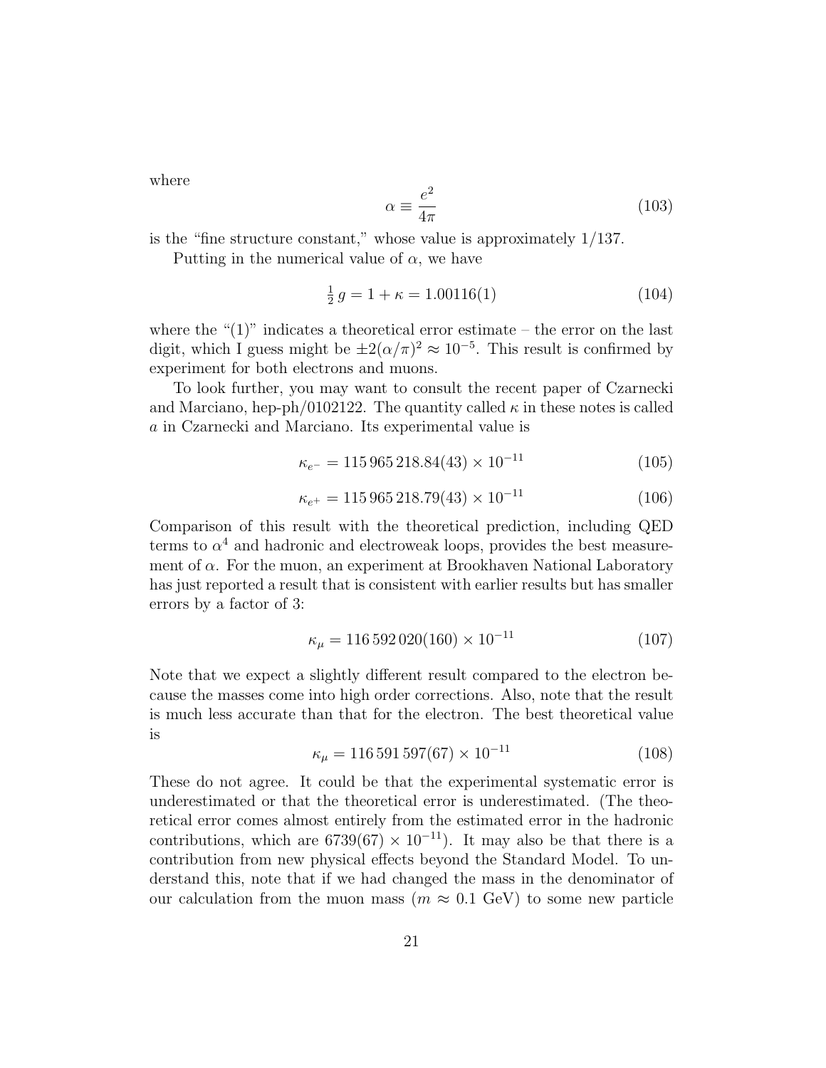where

$$\alpha \equiv \frac{e^2}{4\pi} \tag{103}$$

is the "fine structure constant," whose value is approximately 1/137.

Putting in the numerical value of $\alpha$, we have

$$\tfrac{1}{2}\, g = 1 + \kappa = 1.00116(1) \tag{104}$$

where the "(1)" indicates a theoretical error estimate – the error on the last digit, which I guess might be $\pm 2(\alpha/\pi)^2 \approx 10^{-5}$. This result is confirmed by experiment for both electrons and muons.

To look further, you may want to consult the recent paper of Czarnecki and Marciano, hep-ph/0102122. The quantity called $\kappa$ in these notes is called $a$ in Czarnecki and Marciano. Its experimental value is

$$\kappa_{e^-} = 115\,965\,218.84(43) \times 10^{-11} \tag{105}$$

$$\kappa_{e^+} = 115\,965\,218.79(43) \times 10^{-11} \tag{106}$$

Comparison of this result with the theoretical prediction, including QED terms to $\alpha^4$ and hadronic and electroweak loops, provides the best measurement of $\alpha$. For the muon, an experiment at Brookhaven National Laboratory has just reported a result that is consistent with earlier results but has smaller errors by a factor of 3:

$$\kappa_{\mu} = 116\,592\,020(160) \times 10^{-11} \tag{107}$$

Note that we expect a slightly different result compared to the electron because the masses come into high order corrections. Also, note that the result is much less accurate than that for the electron. The best theoretical value is

$$\kappa_{\mu} = 116\,591\,597(67) \times 10^{-11} \tag{108}$$

These do not agree. It could be that the experimental systematic error is underestimated or that the theoretical error is underestimated. (The theoretical error comes almost entirely from the estimated error in the hadronic contributions, which are $6739(67) \times 10^{-11}$). It may also be that there is a contribution from new physical effects beyond the Standard Model. To understand this, note that if we had changed the mass in the denominator of our calculation from the muon mass ($m \approx 0.1$ GeV) to some new particle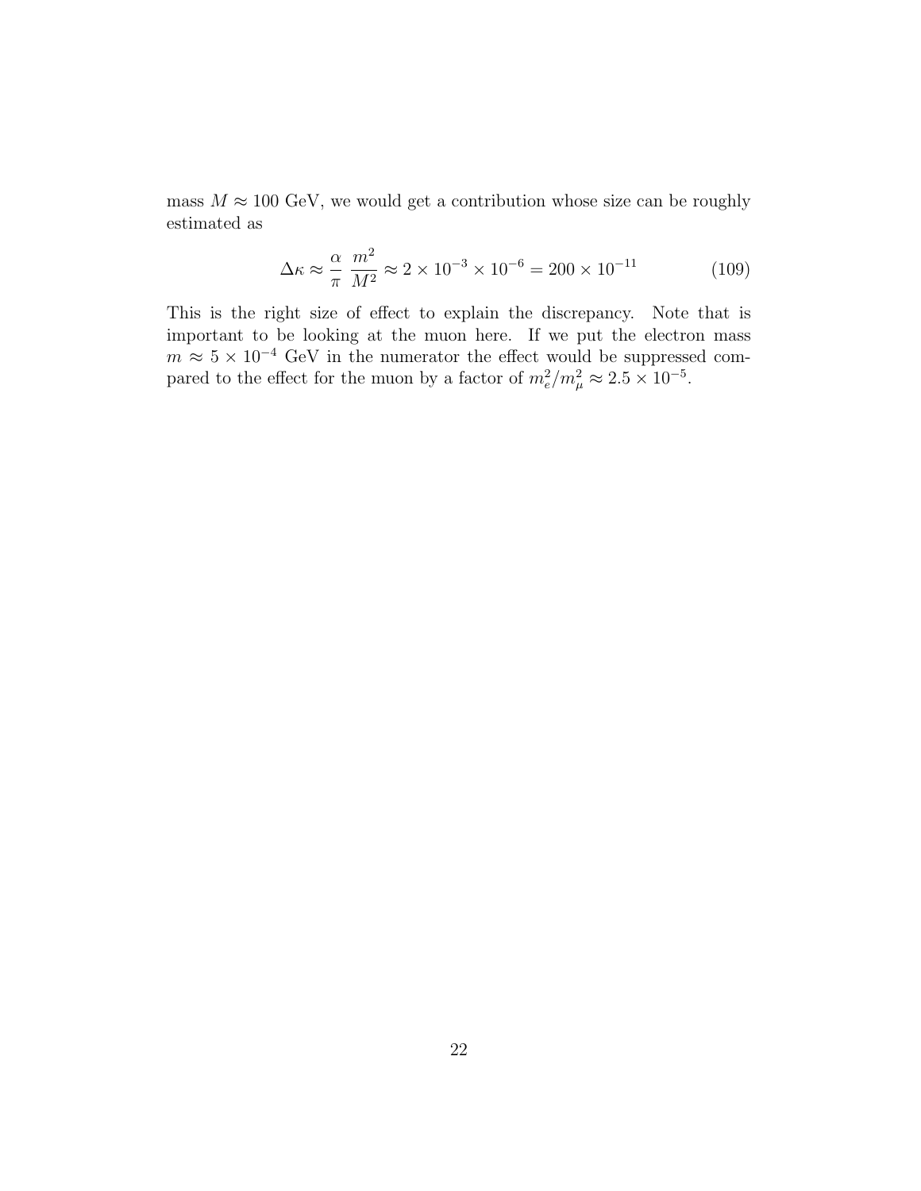mass $M \approx 100$ GeV, we would get a contribution whose size can be roughly estimated as

$$\Delta\kappa \approx \frac{\alpha}{\pi}\ \frac{m^2}{M^2} \approx 2 \times 10^{-3} \times 10^{-6} = 200 \times 10^{-11} \tag{109}$$

This is the right size of effect to explain the discrepancy. Note that is important to be looking at the muon here. If we put the electron mass $m \approx 5 \times 10^{-4}$ GeV in the numerator the effect would be suppressed compared to the effect for the muon by a factor of $m_e^2/m_\mu^2 \approx 2.5 \times 10^{-5}$.